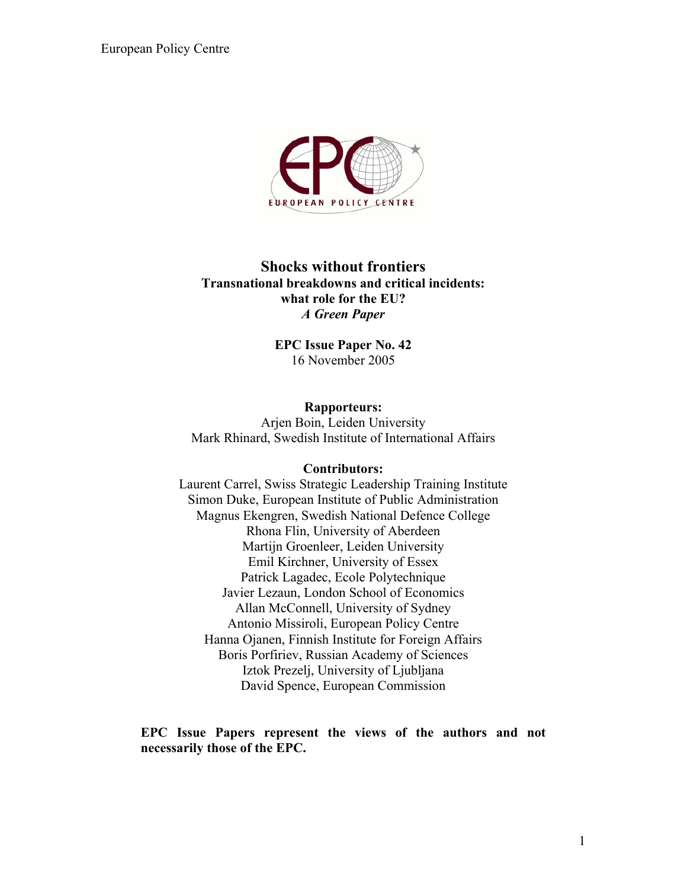European Policy Centre

# Shocks without frontiers

## Transnational breakdowns and critical incidents: what role for the EU?

***A Green Paper***

**EPC Issue Paper No. 42**
16 November 2005

**Rapporteurs:**
Arjen Boin, Leiden University
Mark Rhinard, Swedish Institute of International Affairs

**Contributors:**
Laurent Carrel, Swiss Strategic Leadership Training Institute
Simon Duke, European Institute of Public Administration
Magnus Ekengren, Swedish National Defence College
Rhona Flin, University of Aberdeen
Martijn Groenleer, Leiden University
Emil Kirchner, University of Essex
Patrick Lagadec, Ecole Polytechnique
Javier Lezaun, London School of Economics
Allan McConnell, University of Sydney
Antonio Missiroli, European Policy Centre
Hanna Ojanen, Finnish Institute for Foreign Affairs
Boris Porfiriev, Russian Academy of Sciences
Iztok Prezelj, University of Ljubljana
David Spence, European Commission

**EPC Issue Papers represent the views of the authors and not necessarily those of the EPC.**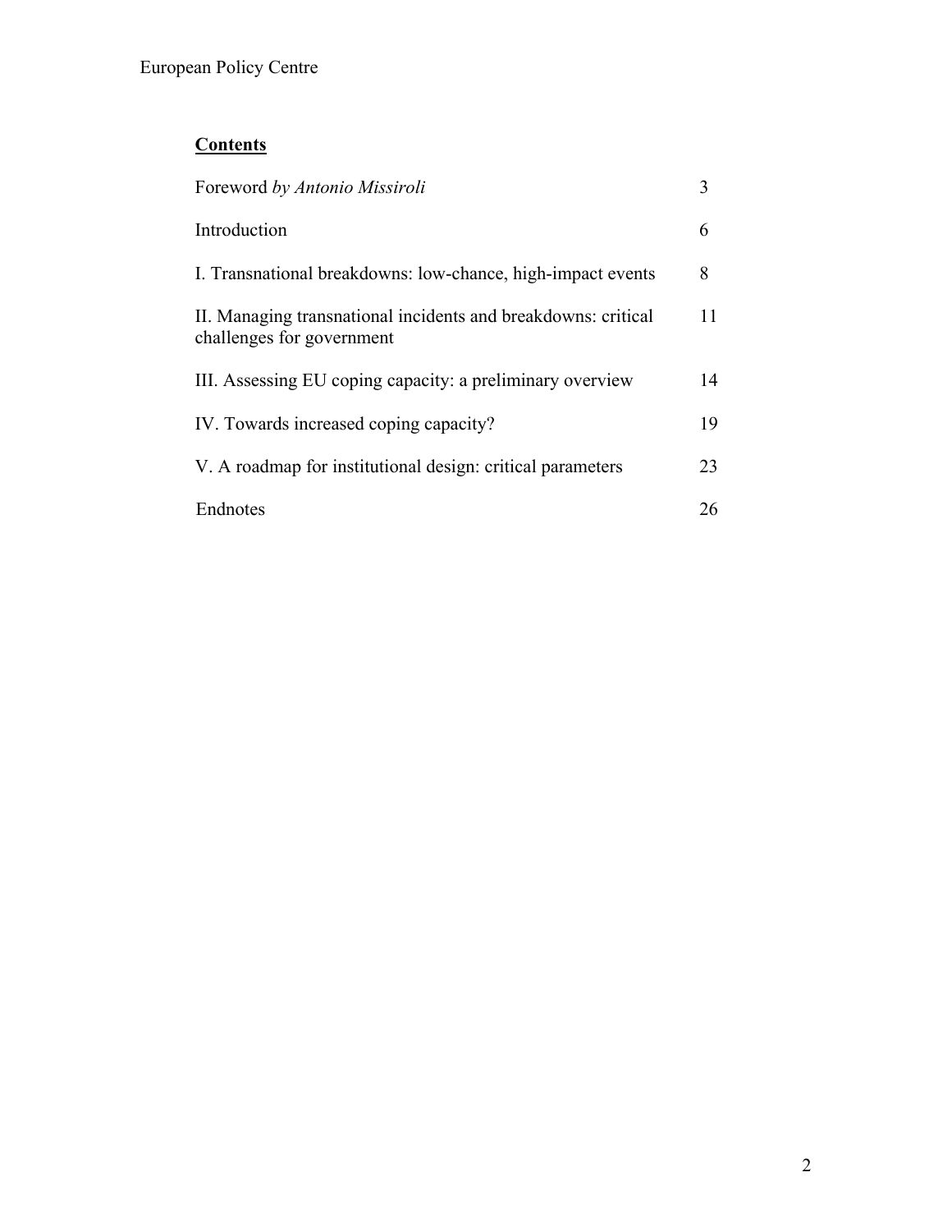## Contents

| | |
|---|---|
| Foreword *by Antonio Missiroli* | 3 |
| Introduction | 6 |
| I. Transnational breakdowns: low-chance, high-impact events | 8 |
| II. Managing transnational incidents and breakdowns: critical challenges for government | 11 |
| III. Assessing EU coping capacity: a preliminary overview | 14 |
| IV. Towards increased coping capacity? | 19 |
| V. A roadmap for institutional design: critical parameters | 23 |
| Endnotes | 26 |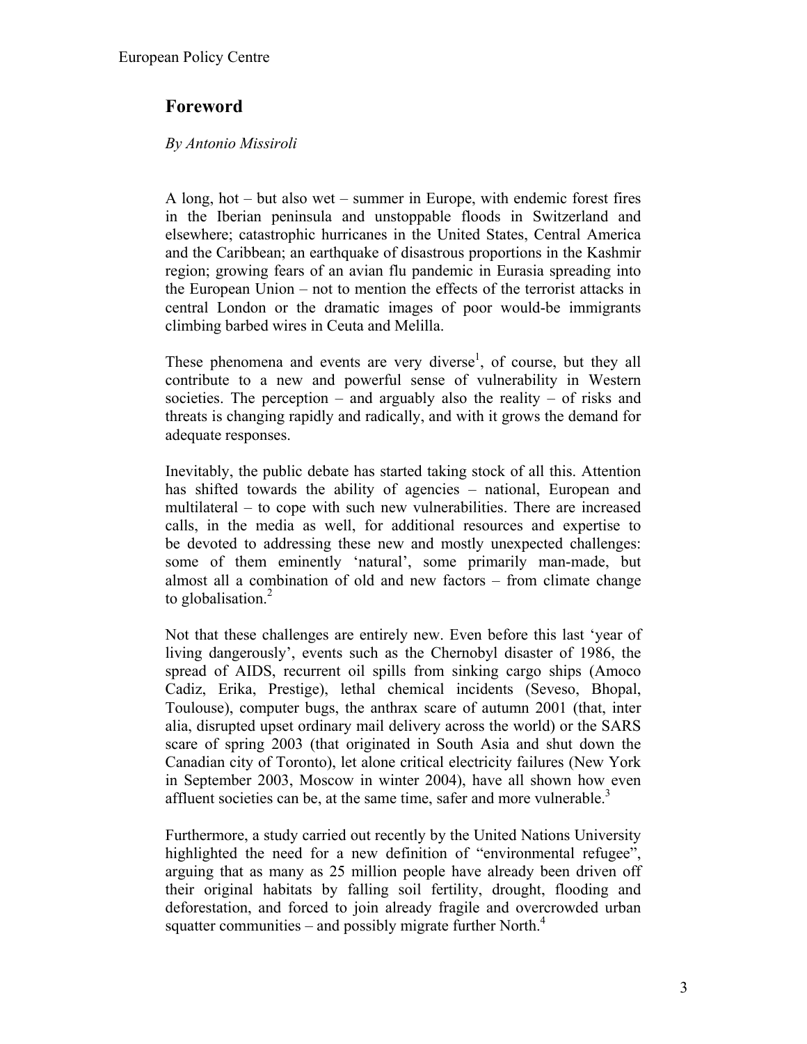## Foreword

*By Antonio Missiroli*

A long, hot – but also wet – summer in Europe, with endemic forest fires in the Iberian peninsula and unstoppable floods in Switzerland and elsewhere; catastrophic hurricanes in the United States, Central America and the Caribbean; an earthquake of disastrous proportions in the Kashmir region; growing fears of an avian flu pandemic in Eurasia spreading into the European Union – not to mention the effects of the terrorist attacks in central London or the dramatic images of poor would-be immigrants climbing barbed wires in Ceuta and Melilla.

These phenomena and events are very diverse[1], of course, but they all contribute to a new and powerful sense of vulnerability in Western societies. The perception – and arguably also the reality – of risks and threats is changing rapidly and radically, and with it grows the demand for adequate responses.

Inevitably, the public debate has started taking stock of all this. Attention has shifted towards the ability of agencies – national, European and multilateral – to cope with such new vulnerabilities. There are increased calls, in the media as well, for additional resources and expertise to be devoted to addressing these new and mostly unexpected challenges: some of them eminently 'natural', some primarily man-made, but almost all a combination of old and new factors – from climate change to globalisation.[2]

Not that these challenges are entirely new. Even before this last 'year of living dangerously', events such as the Chernobyl disaster of 1986, the spread of AIDS, recurrent oil spills from sinking cargo ships (Amoco Cadiz, Erika, Prestige), lethal chemical incidents (Seveso, Bhopal, Toulouse), computer bugs, the anthrax scare of autumn 2001 (that, inter alia, disrupted upset ordinary mail delivery across the world) or the SARS scare of spring 2003 (that originated in South Asia and shut down the Canadian city of Toronto), let alone critical electricity failures (New York in September 2003, Moscow in winter 2004), have all shown how even affluent societies can be, at the same time, safer and more vulnerable.[3]

Furthermore, a study carried out recently by the United Nations University highlighted the need for a new definition of "environmental refugee", arguing that as many as 25 million people have already been driven off their original habitats by falling soil fertility, drought, flooding and deforestation, and forced to join already fragile and overcrowded urban squatter communities – and possibly migrate further North.[4]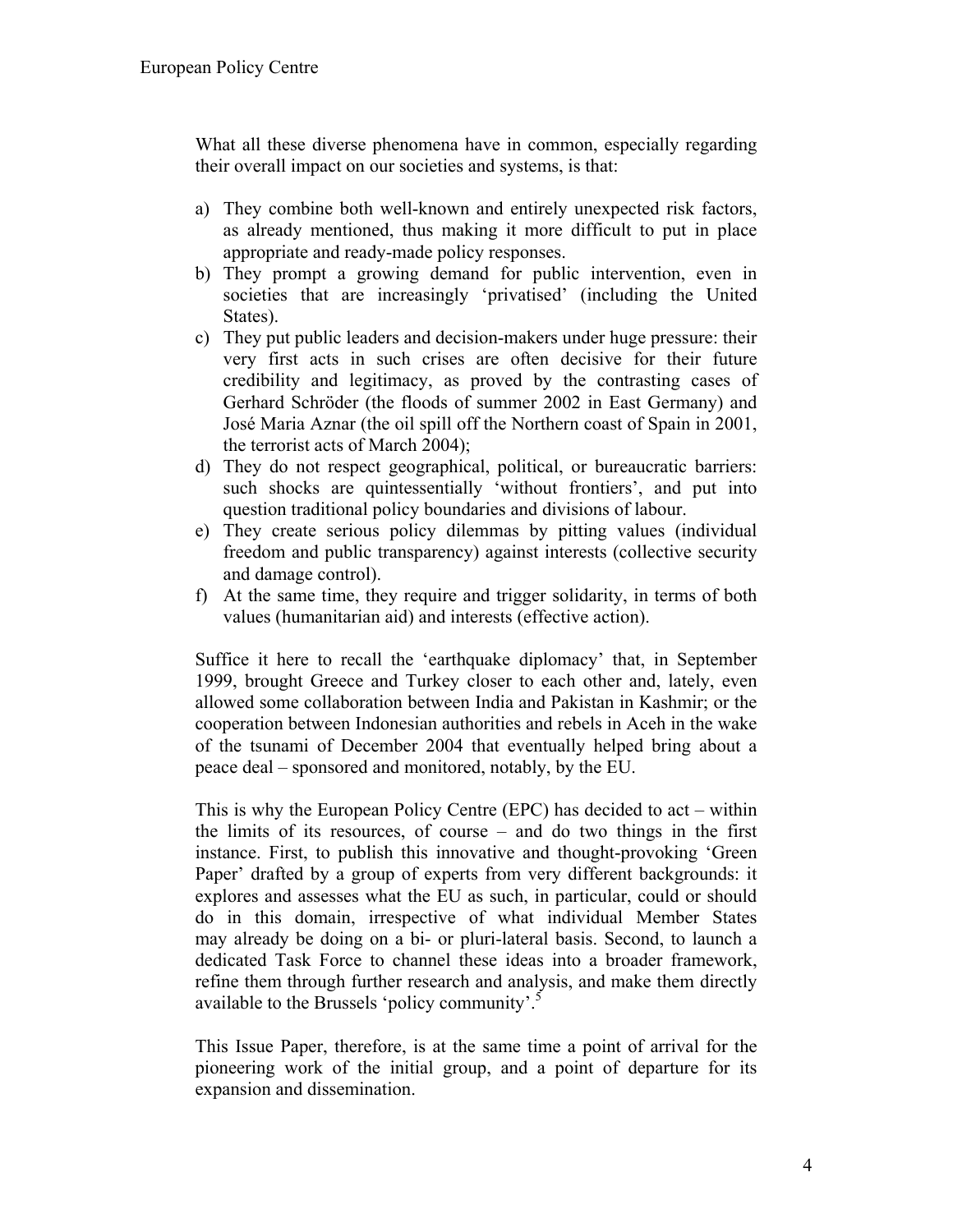What all these diverse phenomena have in common, especially regarding their overall impact on our societies and systems, is that:

a) They combine both well-known and entirely unexpected risk factors, as already mentioned, thus making it more difficult to put in place appropriate and ready-made policy responses.
b) They prompt a growing demand for public intervention, even in societies that are increasingly 'privatised' (including the United States).
c) They put public leaders and decision-makers under huge pressure: their very first acts in such crises are often decisive for their future credibility and legitimacy, as proved by the contrasting cases of Gerhard Schröder (the floods of summer 2002 in East Germany) and José Maria Aznar (the oil spill off the Northern coast of Spain in 2001, the terrorist acts of March 2004);
d) They do not respect geographical, political, or bureaucratic barriers: such shocks are quintessentially 'without frontiers', and put into question traditional policy boundaries and divisions of labour.
e) They create serious policy dilemmas by pitting values (individual freedom and public transparency) against interests (collective security and damage control).
f) At the same time, they require and trigger solidarity, in terms of both values (humanitarian aid) and interests (effective action).

Suffice it here to recall the 'earthquake diplomacy' that, in September 1999, brought Greece and Turkey closer to each other and, lately, even allowed some collaboration between India and Pakistan in Kashmir; or the cooperation between Indonesian authorities and rebels in Aceh in the wake of the tsunami of December 2004 that eventually helped bring about a peace deal – sponsored and monitored, notably, by the EU.

This is why the European Policy Centre (EPC) has decided to act – within the limits of its resources, of course – and do two things in the first instance. First, to publish this innovative and thought-provoking 'Green Paper' drafted by a group of experts from very different backgrounds: it explores and assesses what the EU as such, in particular, could or should do in this domain, irrespective of what individual Member States may already be doing on a bi- or pluri-lateral basis. Second, to launch a dedicated Task Force to channel these ideas into a broader framework, refine them through further research and analysis, and make them directly available to the Brussels 'policy community'.[5]

This Issue Paper, therefore, is at the same time a point of arrival for the pioneering work of the initial group, and a point of departure for its expansion and dissemination.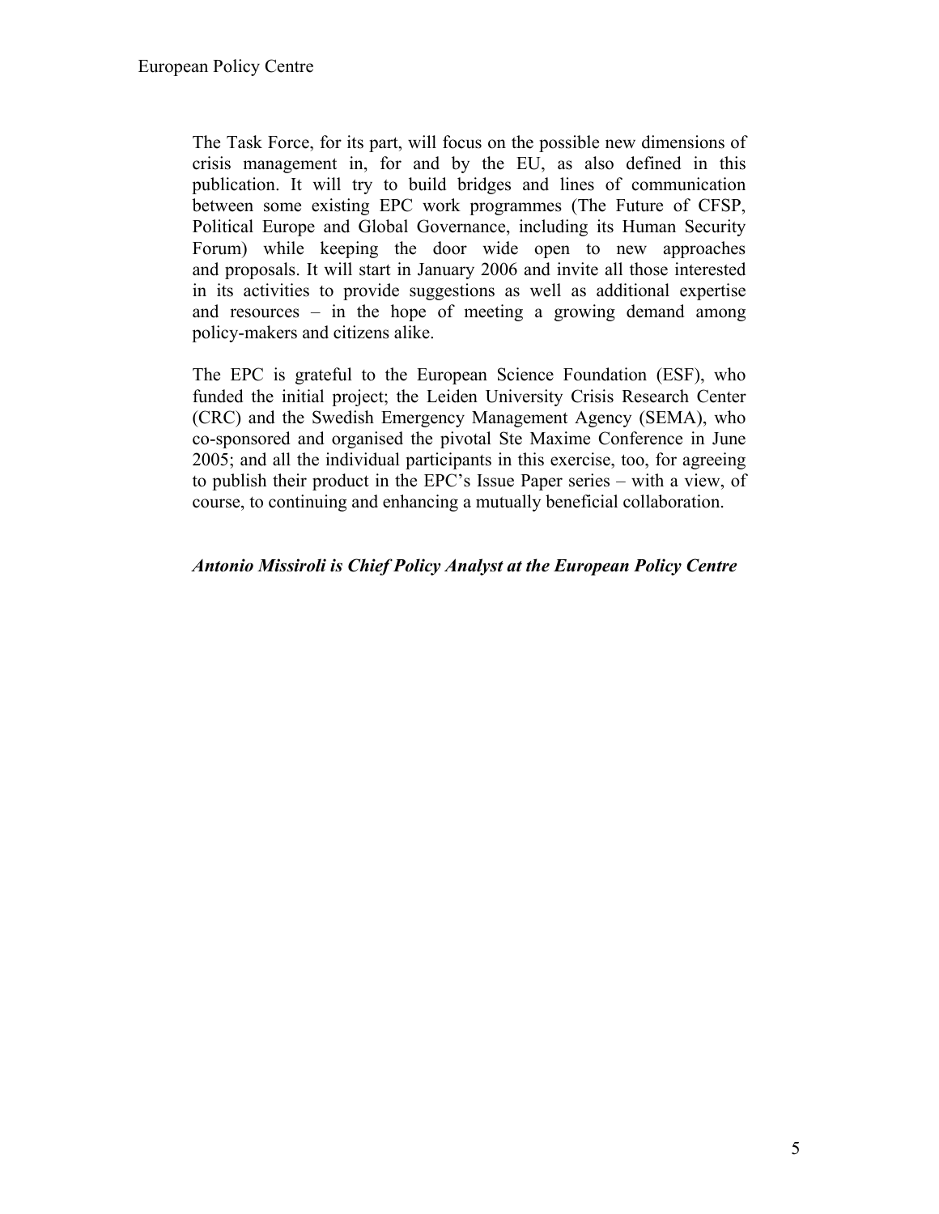The Task Force, for its part, will focus on the possible new dimensions of crisis management in, for and by the EU, as also defined in this publication. It will try to build bridges and lines of communication between some existing EPC work programmes (The Future of CFSP, Political Europe and Global Governance, including its Human Security Forum) while keeping the door wide open to new approaches and proposals. It will start in January 2006 and invite all those interested in its activities to provide suggestions as well as additional expertise and resources – in the hope of meeting a growing demand among policy-makers and citizens alike.

The EPC is grateful to the European Science Foundation (ESF), who funded the initial project; the Leiden University Crisis Research Center (CRC) and the Swedish Emergency Management Agency (SEMA), who co-sponsored and organised the pivotal Ste Maxime Conference in June 2005; and all the individual participants in this exercise, too, for agreeing to publish their product in the EPC's Issue Paper series – with a view, of course, to continuing and enhancing a mutually beneficial collaboration.

***Antonio Missiroli is Chief Policy Analyst at the European Policy Centre***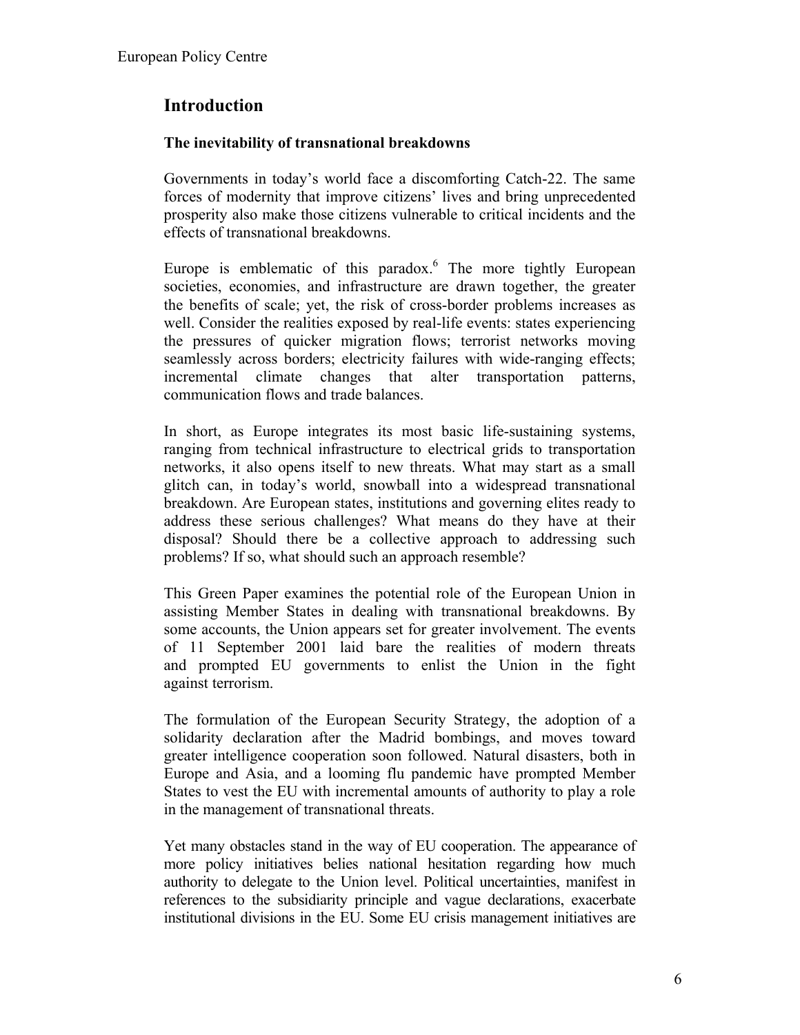## Introduction

### The inevitability of transnational breakdowns

Governments in today's world face a discomforting Catch-22. The same forces of modernity that improve citizens' lives and bring unprecedented prosperity also make those citizens vulnerable to critical incidents and the effects of transnational breakdowns.

Europe is emblematic of this paradox.[6] The more tightly European societies, economies, and infrastructure are drawn together, the greater the benefits of scale; yet, the risk of cross-border problems increases as well. Consider the realities exposed by real-life events: states experiencing the pressures of quicker migration flows; terrorist networks moving seamlessly across borders; electricity failures with wide-ranging effects; incremental climate changes that alter transportation patterns, communication flows and trade balances.

In short, as Europe integrates its most basic life-sustaining systems, ranging from technical infrastructure to electrical grids to transportation networks, it also opens itself to new threats. What may start as a small glitch can, in today's world, snowball into a widespread transnational breakdown. Are European states, institutions and governing elites ready to address these serious challenges? What means do they have at their disposal? Should there be a collective approach to addressing such problems? If so, what should such an approach resemble?

This Green Paper examines the potential role of the European Union in assisting Member States in dealing with transnational breakdowns. By some accounts, the Union appears set for greater involvement. The events of 11 September 2001 laid bare the realities of modern threats and prompted EU governments to enlist the Union in the fight against terrorism.

The formulation of the European Security Strategy, the adoption of a solidarity declaration after the Madrid bombings, and moves toward greater intelligence cooperation soon followed. Natural disasters, both in Europe and Asia, and a looming flu pandemic have prompted Member States to vest the EU with incremental amounts of authority to play a role in the management of transnational threats.

Yet many obstacles stand in the way of EU cooperation. The appearance of more policy initiatives belies national hesitation regarding how much authority to delegate to the Union level. Political uncertainties, manifest in references to the subsidiarity principle and vague declarations, exacerbate institutional divisions in the EU. Some EU crisis management initiatives are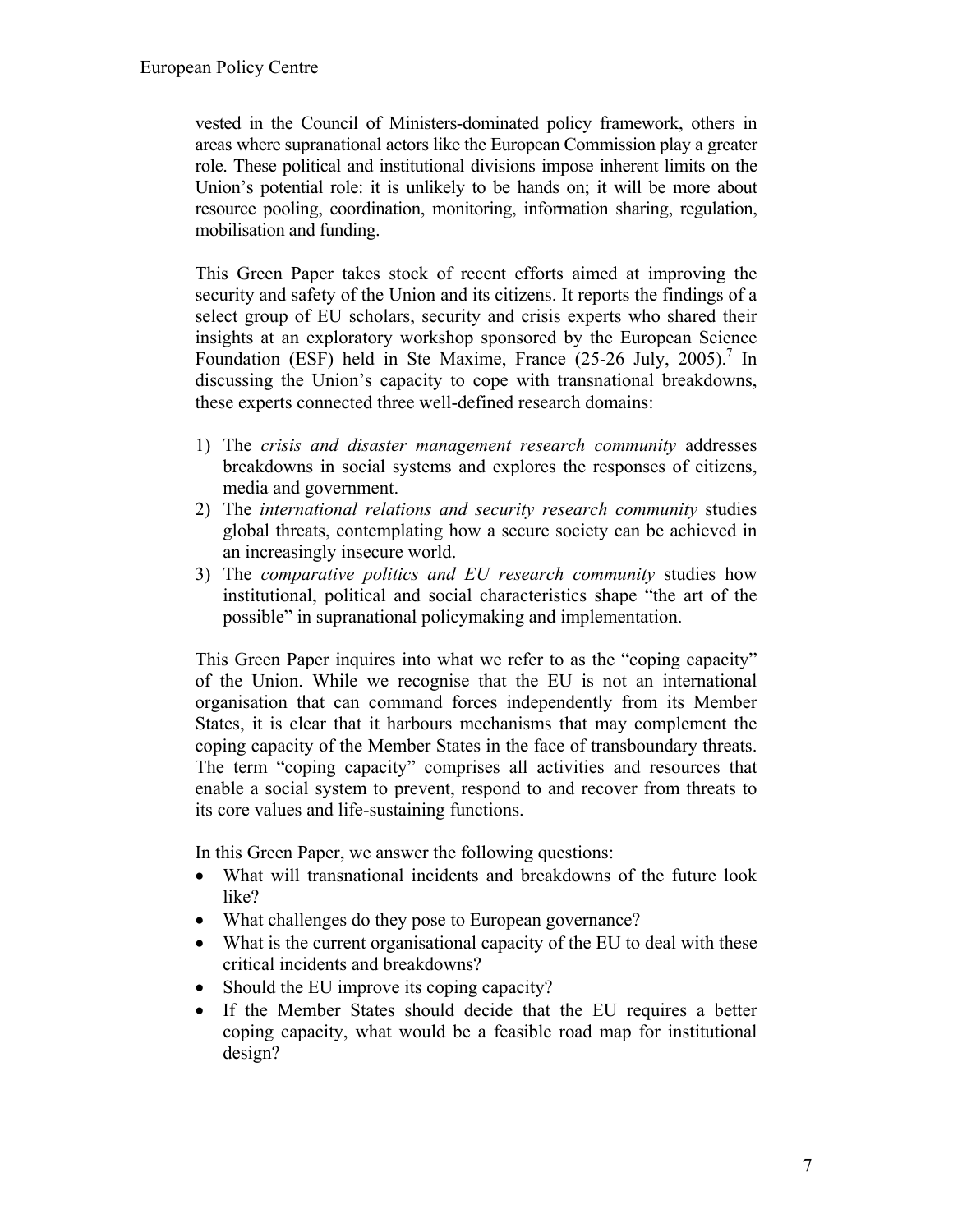vested in the Council of Ministers-dominated policy framework, others in areas where supranational actors like the European Commission play a greater role. These political and institutional divisions impose inherent limits on the Union's potential role: it is unlikely to be hands on; it will be more about resource pooling, coordination, monitoring, information sharing, regulation, mobilisation and funding.

This Green Paper takes stock of recent efforts aimed at improving the security and safety of the Union and its citizens. It reports the findings of a select group of EU scholars, security and crisis experts who shared their insights at an exploratory workshop sponsored by the European Science Foundation (ESF) held in Ste Maxime, France (25-26 July, 2005).[7] In discussing the Union's capacity to cope with transnational breakdowns, these experts connected three well-defined research domains:

1) The *crisis and disaster management research community* addresses breakdowns in social systems and explores the responses of citizens, media and government.
2) The *international relations and security research community* studies global threats, contemplating how a secure society can be achieved in an increasingly insecure world.
3) The *comparative politics and EU research community* studies how institutional, political and social characteristics shape "the art of the possible" in supranational policymaking and implementation.

This Green Paper inquires into what we refer to as the "coping capacity" of the Union. While we recognise that the EU is not an international organisation that can command forces independently from its Member States, it is clear that it harbours mechanisms that may complement the coping capacity of the Member States in the face of transboundary threats. The term "coping capacity" comprises all activities and resources that enable a social system to prevent, respond to and recover from threats to its core values and life-sustaining functions.

In this Green Paper, we answer the following questions:

- What will transnational incidents and breakdowns of the future look like?
- What challenges do they pose to European governance?
- What is the current organisational capacity of the EU to deal with these critical incidents and breakdowns?
- Should the EU improve its coping capacity?
- If the Member States should decide that the EU requires a better coping capacity, what would be a feasible road map for institutional design?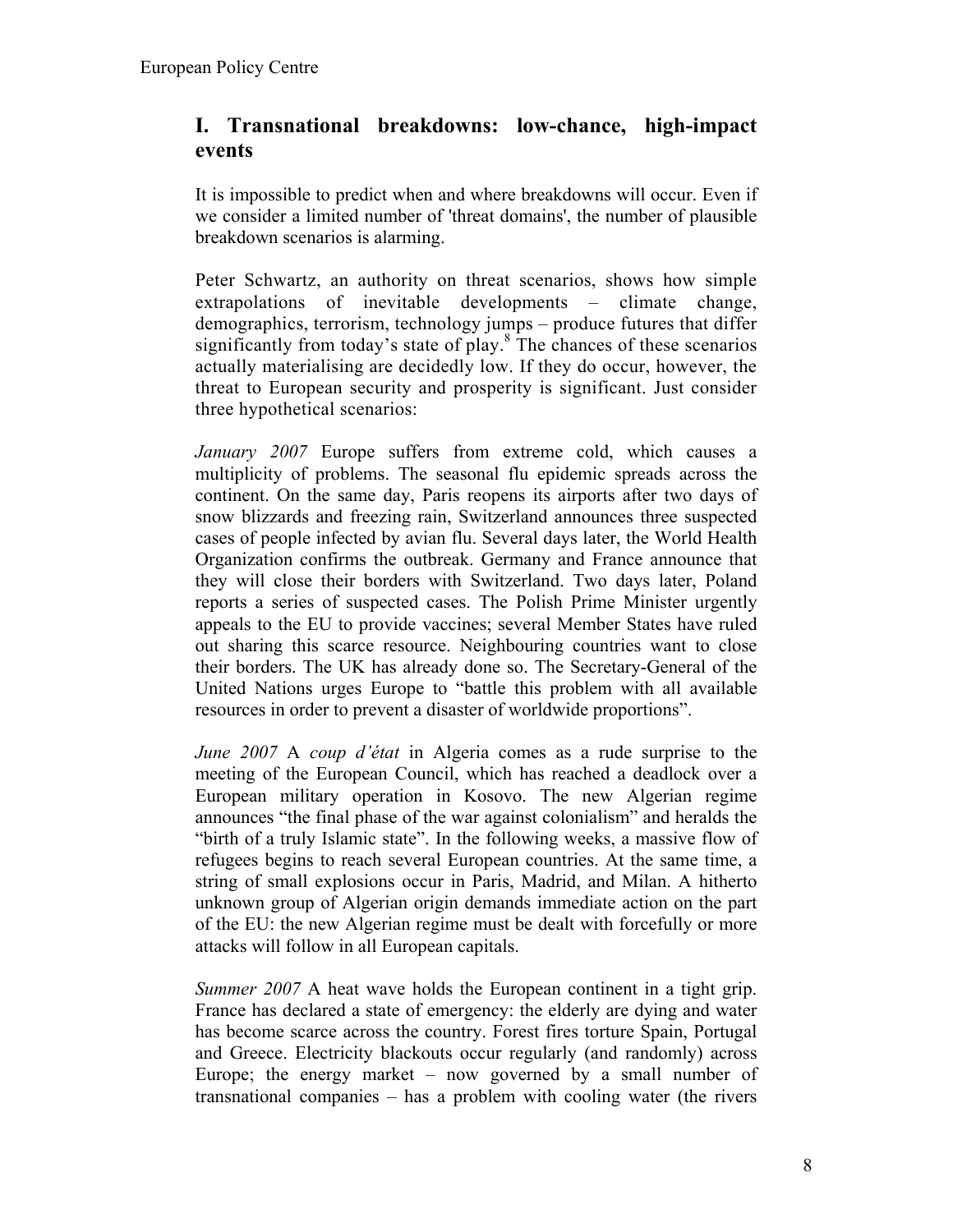## I. Transnational breakdowns: low-chance, high-impact events

It is impossible to predict when and where breakdowns will occur. Even if we consider a limited number of 'threat domains', the number of plausible breakdown scenarios is alarming.

Peter Schwartz, an authority on threat scenarios, shows how simple extrapolations of inevitable developments – climate change, demographics, terrorism, technology jumps – produce futures that differ significantly from today's state of play.[8] The chances of these scenarios actually materialising are decidedly low. If they do occur, however, the threat to European security and prosperity is significant. Just consider three hypothetical scenarios:

*January 2007* Europe suffers from extreme cold, which causes a multiplicity of problems. The seasonal flu epidemic spreads across the continent. On the same day, Paris reopens its airports after two days of snow blizzards and freezing rain, Switzerland announces three suspected cases of people infected by avian flu. Several days later, the World Health Organization confirms the outbreak. Germany and France announce that they will close their borders with Switzerland. Two days later, Poland reports a series of suspected cases. The Polish Prime Minister urgently appeals to the EU to provide vaccines; several Member States have ruled out sharing this scarce resource. Neighbouring countries want to close their borders. The UK has already done so. The Secretary-General of the United Nations urges Europe to "battle this problem with all available resources in order to prevent a disaster of worldwide proportions".

*June 2007* A *coup d'état* in Algeria comes as a rude surprise to the meeting of the European Council, which has reached a deadlock over a European military operation in Kosovo. The new Algerian regime announces "the final phase of the war against colonialism" and heralds the "birth of a truly Islamic state". In the following weeks, a massive flow of refugees begins to reach several European countries. At the same time, a string of small explosions occur in Paris, Madrid, and Milan. A hitherto unknown group of Algerian origin demands immediate action on the part of the EU: the new Algerian regime must be dealt with forcefully or more attacks will follow in all European capitals.

*Summer 2007* A heat wave holds the European continent in a tight grip. France has declared a state of emergency: the elderly are dying and water has become scarce across the country. Forest fires torture Spain, Portugal and Greece. Electricity blackouts occur regularly (and randomly) across Europe; the energy market – now governed by a small number of transnational companies – has a problem with cooling water (the rivers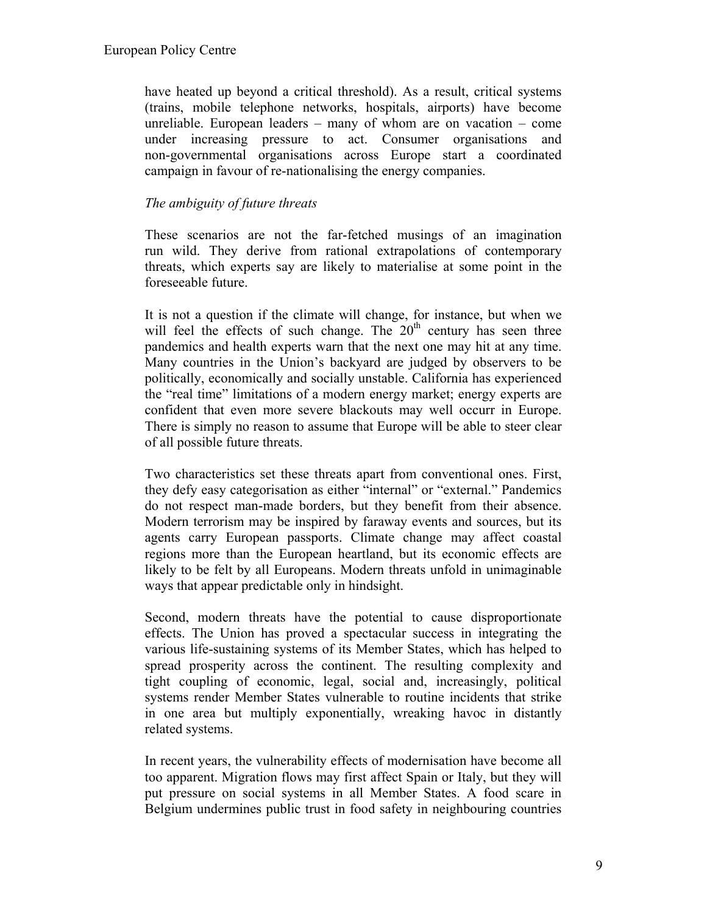have heated up beyond a critical threshold). As a result, critical systems (trains, mobile telephone networks, hospitals, airports) have become unreliable. European leaders – many of whom are on vacation – come under increasing pressure to act. Consumer organisations and non-governmental organisations across Europe start a coordinated campaign in favour of re-nationalising the energy companies.

*The ambiguity of future threats*

These scenarios are not the far-fetched musings of an imagination run wild. They derive from rational extrapolations of contemporary threats, which experts say are likely to materialise at some point in the foreseeable future.

It is not a question if the climate will change, for instance, but when we will feel the effects of such change. The 20th century has seen three pandemics and health experts warn that the next one may hit at any time. Many countries in the Union's backyard are judged by observers to be politically, economically and socially unstable. California has experienced the "real time" limitations of a modern energy market; energy experts are confident that even more severe blackouts may well occurr in Europe. There is simply no reason to assume that Europe will be able to steer clear of all possible future threats.

Two characteristics set these threats apart from conventional ones. First, they defy easy categorisation as either "internal" or "external." Pandemics do not respect man-made borders, but they benefit from their absence. Modern terrorism may be inspired by faraway events and sources, but its agents carry European passports. Climate change may affect coastal regions more than the European heartland, but its economic effects are likely to be felt by all Europeans. Modern threats unfold in unimaginable ways that appear predictable only in hindsight.

Second, modern threats have the potential to cause disproportionate effects. The Union has proved a spectacular success in integrating the various life-sustaining systems of its Member States, which has helped to spread prosperity across the continent. The resulting complexity and tight coupling of economic, legal, social and, increasingly, political systems render Member States vulnerable to routine incidents that strike in one area but multiply exponentially, wreaking havoc in distantly related systems.

In recent years, the vulnerability effects of modernisation have become all too apparent. Migration flows may first affect Spain or Italy, but they will put pressure on social systems in all Member States. A food scare in Belgium undermines public trust in food safety in neighbouring countries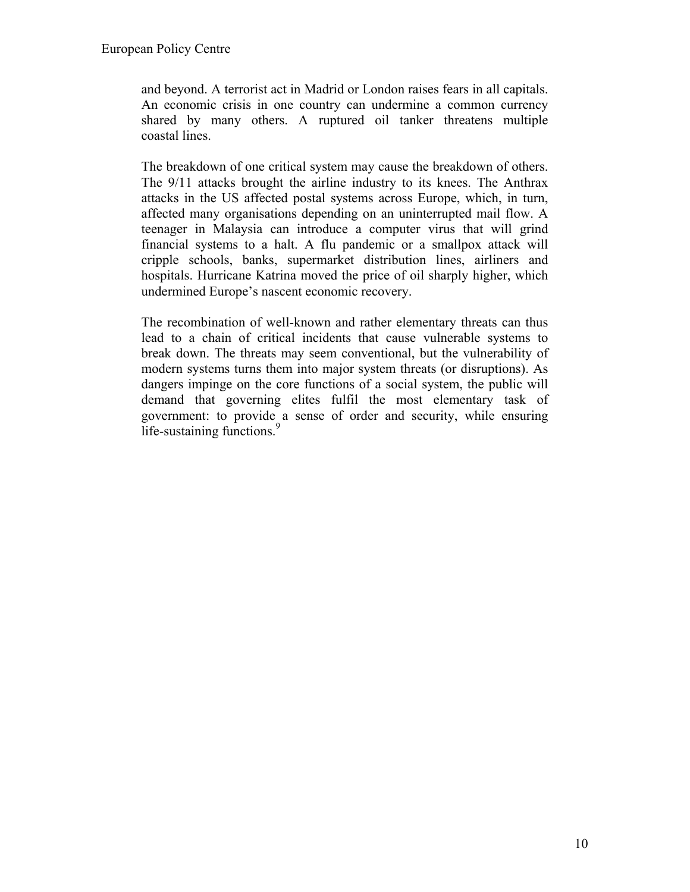and beyond. A terrorist act in Madrid or London raises fears in all capitals. An economic crisis in one country can undermine a common currency shared by many others. A ruptured oil tanker threatens multiple coastal lines.

The breakdown of one critical system may cause the breakdown of others. The 9/11 attacks brought the airline industry to its knees. The Anthrax attacks in the US affected postal systems across Europe, which, in turn, affected many organisations depending on an uninterrupted mail flow. A teenager in Malaysia can introduce a computer virus that will grind financial systems to a halt. A flu pandemic or a smallpox attack will cripple schools, banks, supermarket distribution lines, airliners and hospitals. Hurricane Katrina moved the price of oil sharply higher, which undermined Europe's nascent economic recovery.

The recombination of well-known and rather elementary threats can thus lead to a chain of critical incidents that cause vulnerable systems to break down. The threats may seem conventional, but the vulnerability of modern systems turns them into major system threats (or disruptions). As dangers impinge on the core functions of a social system, the public will demand that governing elites fulfil the most elementary task of government: to provide a sense of order and security, while ensuring life-sustaining functions.[9]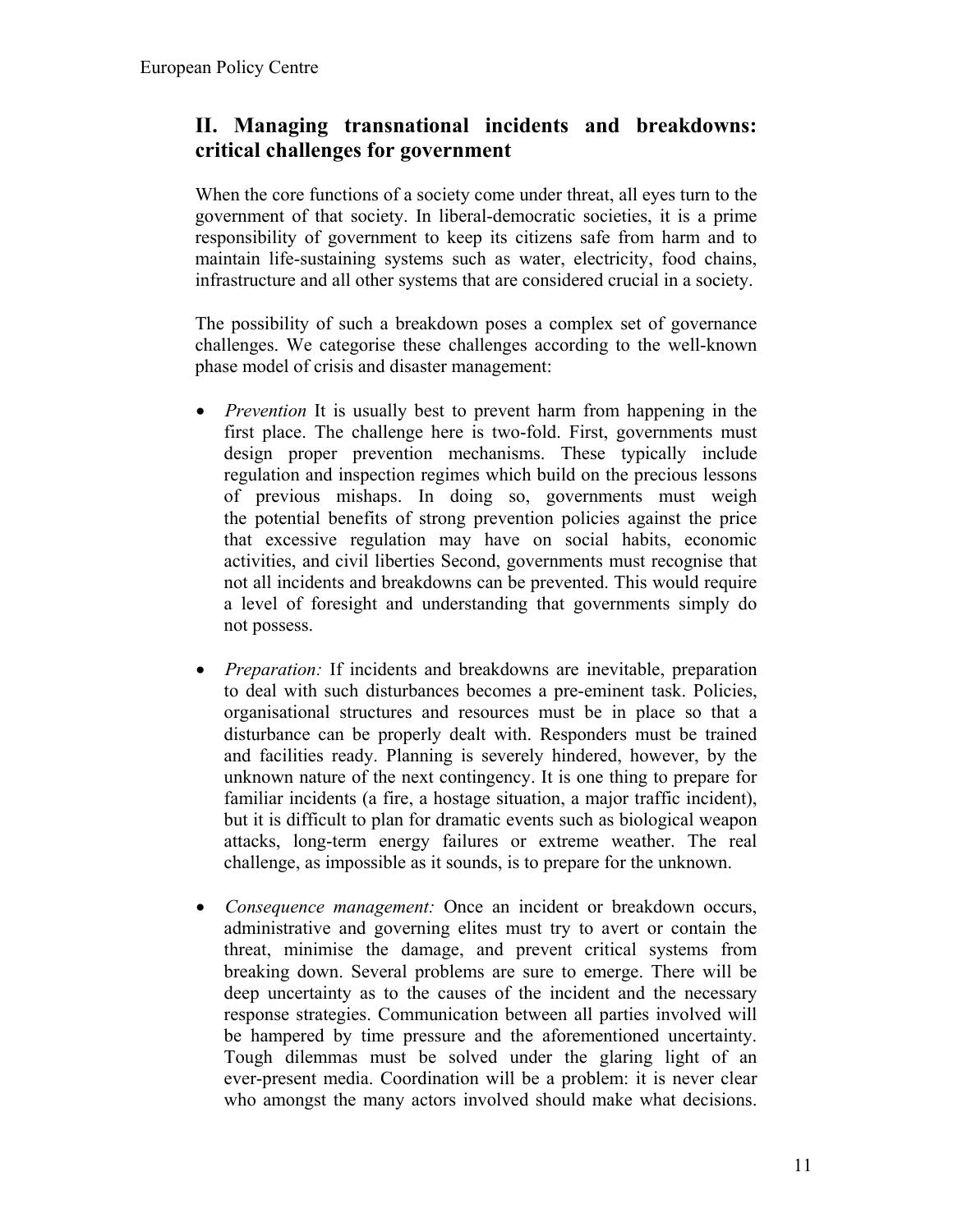## II. Managing transnational incidents and breakdowns: critical challenges for government

When the core functions of a society come under threat, all eyes turn to the government of that society. In liberal-democratic societies, it is a prime responsibility of government to keep its citizens safe from harm and to maintain life-sustaining systems such as water, electricity, food chains, infrastructure and all other systems that are considered crucial in a society.

The possibility of such a breakdown poses a complex set of governance challenges. We categorise these challenges according to the well-known phase model of crisis and disaster management:

- *Prevention* It is usually best to prevent harm from happening in the first place. The challenge here is two-fold. First, governments must design proper prevention mechanisms. These typically include regulation and inspection regimes which build on the precious lessons of previous mishaps. In doing so, governments must weigh the potential benefits of strong prevention policies against the price that excessive regulation may have on social habits, economic activities, and civil liberties Second, governments must recognise that not all incidents and breakdowns can be prevented. This would require a level of foresight and understanding that governments simply do not possess.

- *Preparation:* If incidents and breakdowns are inevitable, preparation to deal with such disturbances becomes a pre-eminent task. Policies, organisational structures and resources must be in place so that a disturbance can be properly dealt with. Responders must be trained and facilities ready. Planning is severely hindered, however, by the unknown nature of the next contingency. It is one thing to prepare for familiar incidents (a fire, a hostage situation, a major traffic incident), but it is difficult to plan for dramatic events such as biological weapon attacks, long-term energy failures or extreme weather. The real challenge, as impossible as it sounds, is to prepare for the unknown.

- *Consequence management:* Once an incident or breakdown occurs, administrative and governing elites must try to avert or contain the threat, minimise the damage, and prevent critical systems from breaking down. Several problems are sure to emerge. There will be deep uncertainty as to the causes of the incident and the necessary response strategies. Communication between all parties involved will be hampered by time pressure and the aforementioned uncertainty. Tough dilemmas must be solved under the glaring light of an ever-present media. Coordination will be a problem: it is never clear who amongst the many actors involved should make what decisions.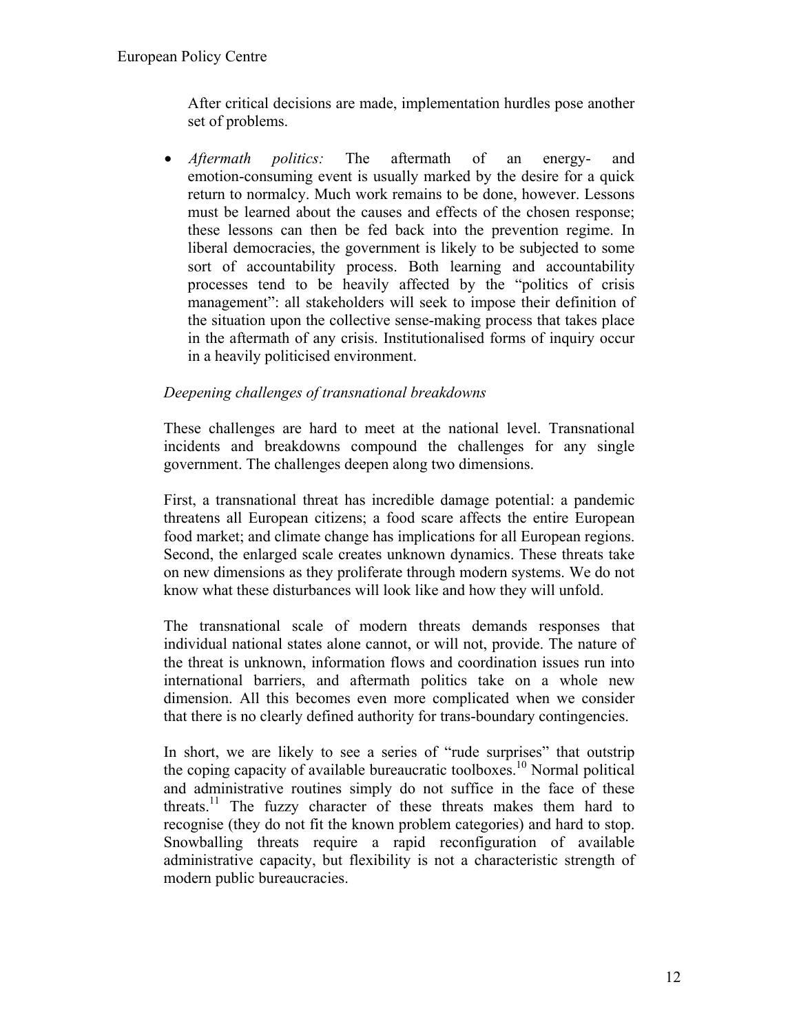After critical decisions are made, implementation hurdles pose another set of problems.

- *Aftermath politics:* The aftermath of an energy- and emotion-consuming event is usually marked by the desire for a quick return to normalcy. Much work remains to be done, however. Lessons must be learned about the causes and effects of the chosen response; these lessons can then be fed back into the prevention regime. In liberal democracies, the government is likely to be subjected to some sort of accountability process. Both learning and accountability processes tend to be heavily affected by the "politics of crisis management": all stakeholders will seek to impose their definition of the situation upon the collective sense-making process that takes place in the aftermath of any crisis. Institutionalised forms of inquiry occur in a heavily politicised environment.

*Deepening challenges of transnational breakdowns*

These challenges are hard to meet at the national level. Transnational incidents and breakdowns compound the challenges for any single government. The challenges deepen along two dimensions.

First, a transnational threat has incredible damage potential: a pandemic threatens all European citizens; a food scare affects the entire European food market; and climate change has implications for all European regions. Second, the enlarged scale creates unknown dynamics. These threats take on new dimensions as they proliferate through modern systems. We do not know what these disturbances will look like and how they will unfold.

The transnational scale of modern threats demands responses that individual national states alone cannot, or will not, provide. The nature of the threat is unknown, information flows and coordination issues run into international barriers, and aftermath politics take on a whole new dimension. All this becomes even more complicated when we consider that there is no clearly defined authority for trans-boundary contingencies.

In short, we are likely to see a series of "rude surprises" that outstrip the coping capacity of available bureaucratic toolboxes.[10] Normal political and administrative routines simply do not suffice in the face of these threats.[11] The fuzzy character of these threats makes them hard to recognise (they do not fit the known problem categories) and hard to stop. Snowballing threats require a rapid reconfiguration of available administrative capacity, but flexibility is not a characteristic strength of modern public bureaucracies.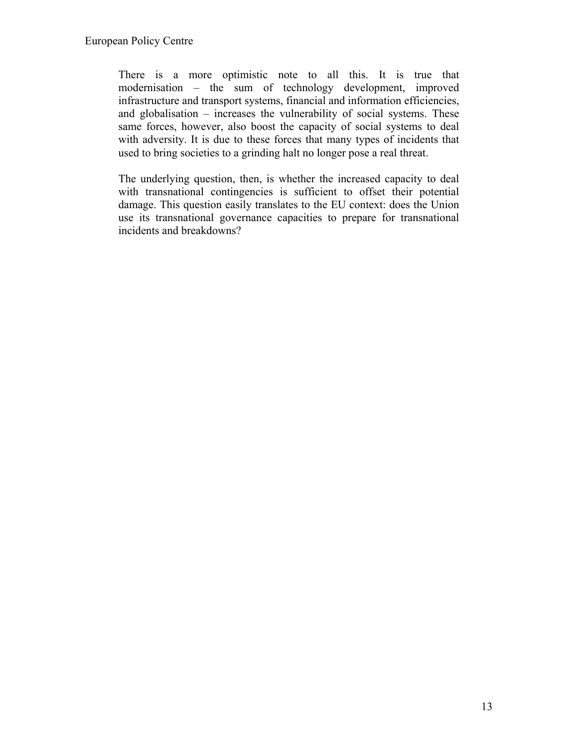There is a more optimistic note to all this. It is true that modernisation – the sum of technology development, improved infrastructure and transport systems, financial and information efficiencies, and globalisation – increases the vulnerability of social systems. These same forces, however, also boost the capacity of social systems to deal with adversity. It is due to these forces that many types of incidents that used to bring societies to a grinding halt no longer pose a real threat.

The underlying question, then, is whether the increased capacity to deal with transnational contingencies is sufficient to offset their potential damage. This question easily translates to the EU context: does the Union use its transnational governance capacities to prepare for transnational incidents and breakdowns?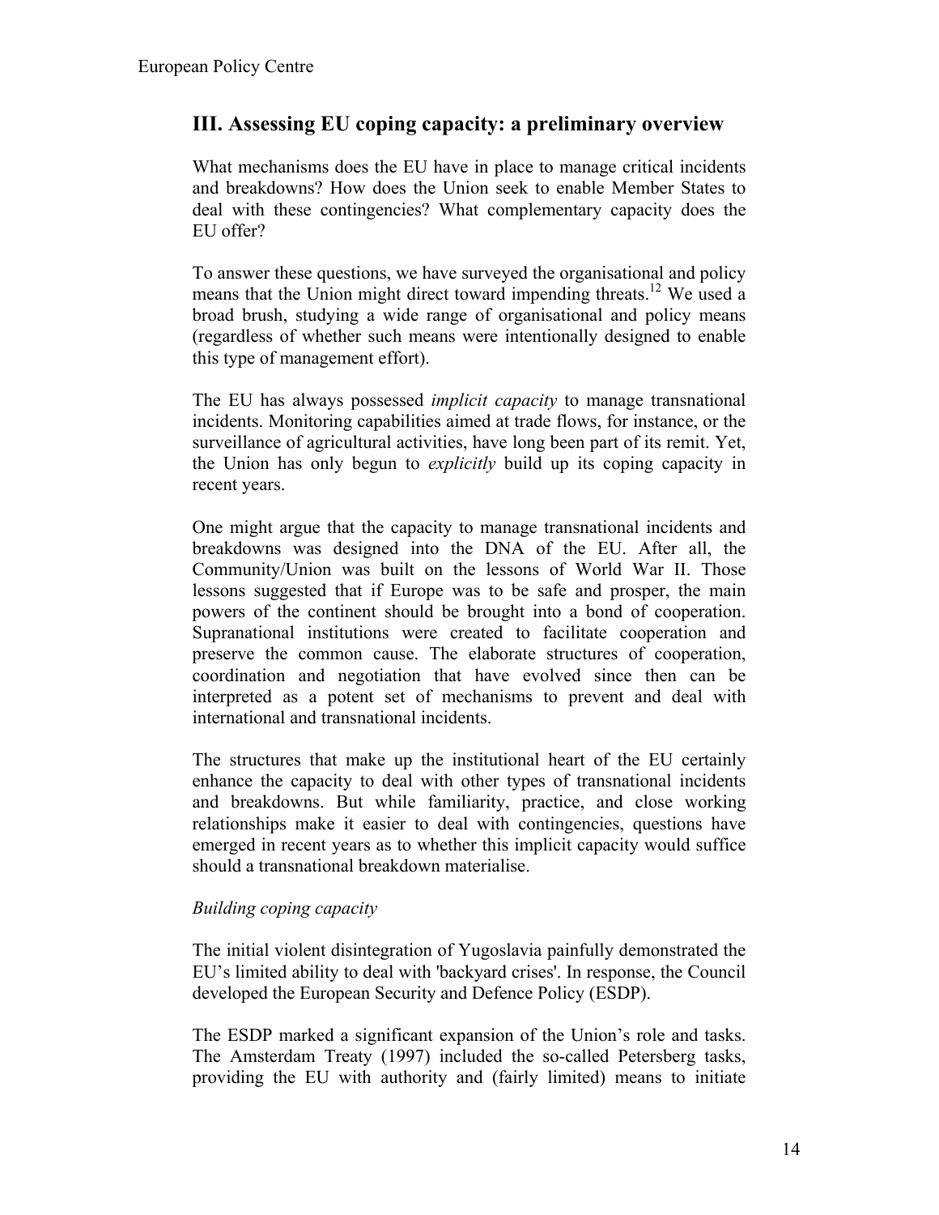## III. Assessing EU coping capacity: a preliminary overview

What mechanisms does the EU have in place to manage critical incidents and breakdowns? How does the Union seek to enable Member States to deal with these contingencies? What complementary capacity does the EU offer?

To answer these questions, we have surveyed the organisational and policy means that the Union might direct toward impending threats.[12] We used a broad brush, studying a wide range of organisational and policy means (regardless of whether such means were intentionally designed to enable this type of management effort).

The EU has always possessed *implicit capacity* to manage transnational incidents. Monitoring capabilities aimed at trade flows, for instance, or the surveillance of agricultural activities, have long been part of its remit. Yet, the Union has only begun to *explicitly* build up its coping capacity in recent years.

One might argue that the capacity to manage transnational incidents and breakdowns was designed into the DNA of the EU. After all, the Community/Union was built on the lessons of World War II. Those lessons suggested that if Europe was to be safe and prosper, the main powers of the continent should be brought into a bond of cooperation. Supranational institutions were created to facilitate cooperation and preserve the common cause. The elaborate structures of cooperation, coordination and negotiation that have evolved since then can be interpreted as a potent set of mechanisms to prevent and deal with international and transnational incidents.

The structures that make up the institutional heart of the EU certainly enhance the capacity to deal with other types of transnational incidents and breakdowns. But while familiarity, practice, and close working relationships make it easier to deal with contingencies, questions have emerged in recent years as to whether this implicit capacity would suffice should a transnational breakdown materialise.

*Building coping capacity*

The initial violent disintegration of Yugoslavia painfully demonstrated the EU's limited ability to deal with 'backyard crises'. In response, the Council developed the European Security and Defence Policy (ESDP).

The ESDP marked a significant expansion of the Union's role and tasks. The Amsterdam Treaty (1997) included the so-called Petersberg tasks, providing the EU with authority and (fairly limited) means to initiate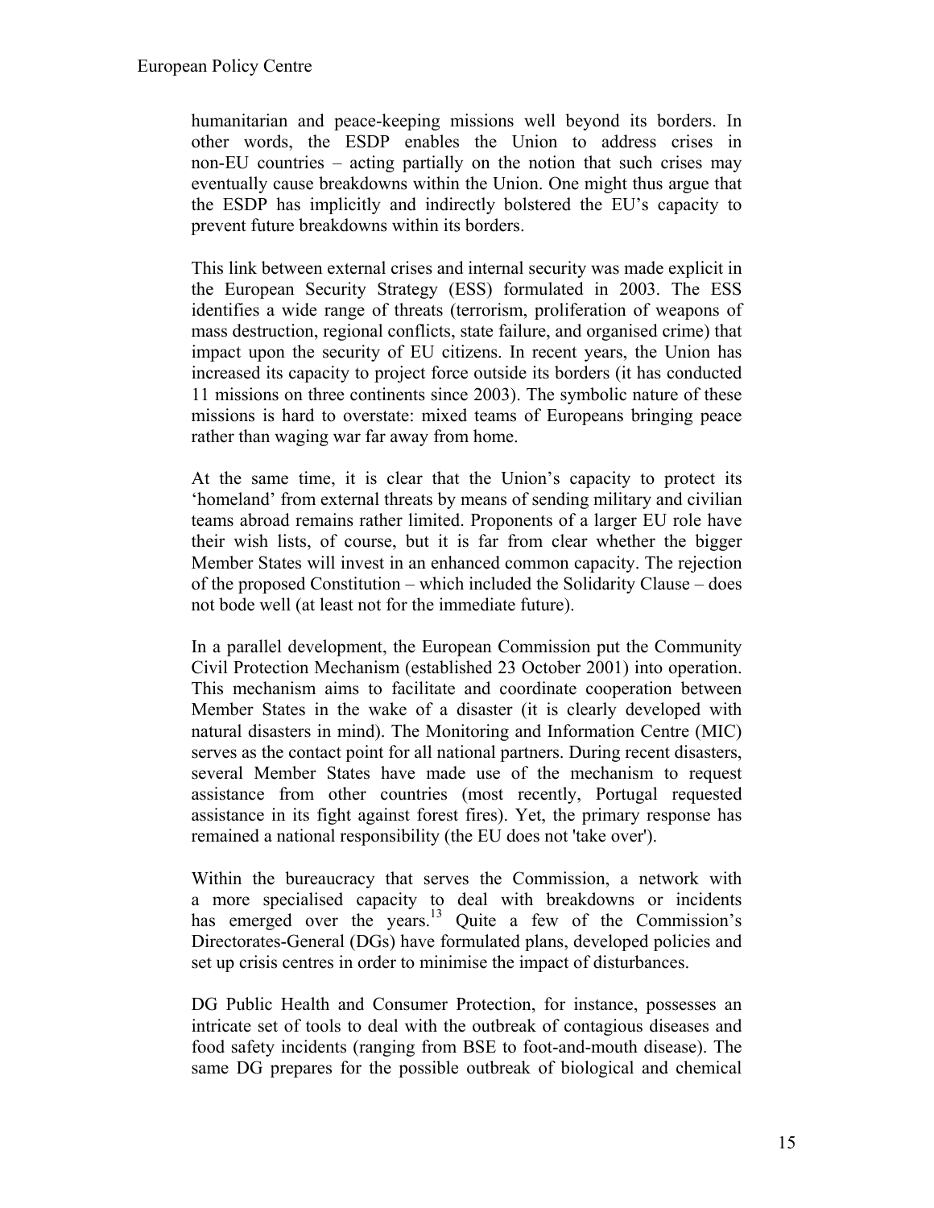humanitarian and peace-keeping missions well beyond its borders. In other words, the ESDP enables the Union to address crises in non-EU countries – acting partially on the notion that such crises may eventually cause breakdowns within the Union. One might thus argue that the ESDP has implicitly and indirectly bolstered the EU's capacity to prevent future breakdowns within its borders.

This link between external crises and internal security was made explicit in the European Security Strategy (ESS) formulated in 2003. The ESS identifies a wide range of threats (terrorism, proliferation of weapons of mass destruction, regional conflicts, state failure, and organised crime) that impact upon the security of EU citizens. In recent years, the Union has increased its capacity to project force outside its borders (it has conducted 11 missions on three continents since 2003). The symbolic nature of these missions is hard to overstate: mixed teams of Europeans bringing peace rather than waging war far away from home.

At the same time, it is clear that the Union's capacity to protect its 'homeland' from external threats by means of sending military and civilian teams abroad remains rather limited. Proponents of a larger EU role have their wish lists, of course, but it is far from clear whether the bigger Member States will invest in an enhanced common capacity. The rejection of the proposed Constitution – which included the Solidarity Clause – does not bode well (at least not for the immediate future).

In a parallel development, the European Commission put the Community Civil Protection Mechanism (established 23 October 2001) into operation. This mechanism aims to facilitate and coordinate cooperation between Member States in the wake of a disaster (it is clearly developed with natural disasters in mind). The Monitoring and Information Centre (MIC) serves as the contact point for all national partners. During recent disasters, several Member States have made use of the mechanism to request assistance from other countries (most recently, Portugal requested assistance in its fight against forest fires). Yet, the primary response has remained a national responsibility (the EU does not 'take over').

Within the bureaucracy that serves the Commission, a network with a more specialised capacity to deal with breakdowns or incidents has emerged over the years.[13] Quite a few of the Commission's Directorates-General (DGs) have formulated plans, developed policies and set up crisis centres in order to minimise the impact of disturbances.

DG Public Health and Consumer Protection, for instance, possesses an intricate set of tools to deal with the outbreak of contagious diseases and food safety incidents (ranging from BSE to foot-and-mouth disease). The same DG prepares for the possible outbreak of biological and chemical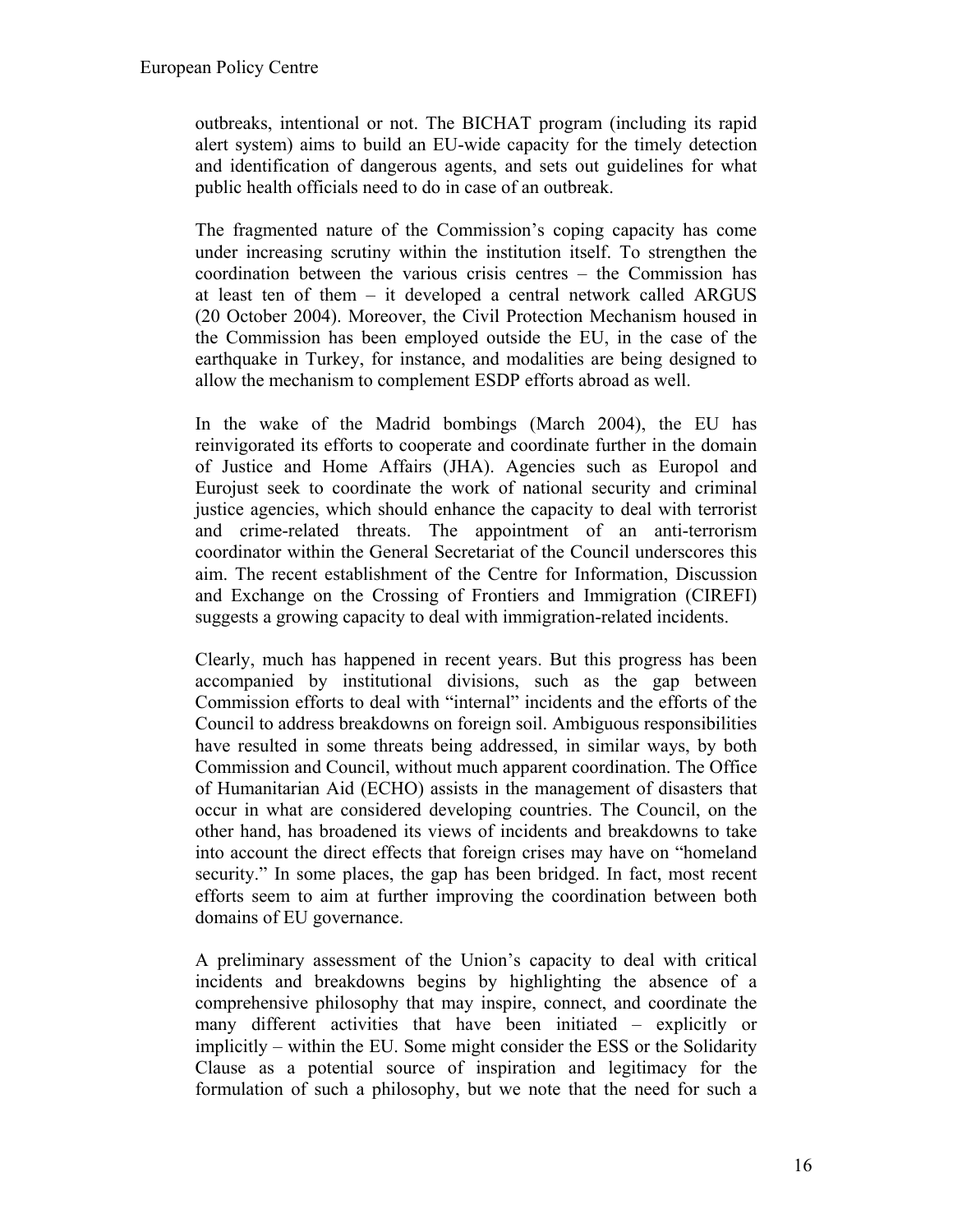outbreaks, intentional or not. The BICHAT program (including its rapid alert system) aims to build an EU-wide capacity for the timely detection and identification of dangerous agents, and sets out guidelines for what public health officials need to do in case of an outbreak.

The fragmented nature of the Commission's coping capacity has come under increasing scrutiny within the institution itself. To strengthen the coordination between the various crisis centres – the Commission has at least ten of them – it developed a central network called ARGUS (20 October 2004). Moreover, the Civil Protection Mechanism housed in the Commission has been employed outside the EU, in the case of the earthquake in Turkey, for instance, and modalities are being designed to allow the mechanism to complement ESDP efforts abroad as well.

In the wake of the Madrid bombings (March 2004), the EU has reinvigorated its efforts to cooperate and coordinate further in the domain of Justice and Home Affairs (JHA). Agencies such as Europol and Eurojust seek to coordinate the work of national security and criminal justice agencies, which should enhance the capacity to deal with terrorist and crime-related threats. The appointment of an anti-terrorism coordinator within the General Secretariat of the Council underscores this aim. The recent establishment of the Centre for Information, Discussion and Exchange on the Crossing of Frontiers and Immigration (CIREFI) suggests a growing capacity to deal with immigration-related incidents.

Clearly, much has happened in recent years. But this progress has been accompanied by institutional divisions, such as the gap between Commission efforts to deal with "internal" incidents and the efforts of the Council to address breakdowns on foreign soil. Ambiguous responsibilities have resulted in some threats being addressed, in similar ways, by both Commission and Council, without much apparent coordination. The Office of Humanitarian Aid (ECHO) assists in the management of disasters that occur in what are considered developing countries. The Council, on the other hand, has broadened its views of incidents and breakdowns to take into account the direct effects that foreign crises may have on "homeland security." In some places, the gap has been bridged. In fact, most recent efforts seem to aim at further improving the coordination between both domains of EU governance.

A preliminary assessment of the Union's capacity to deal with critical incidents and breakdowns begins by highlighting the absence of a comprehensive philosophy that may inspire, connect, and coordinate the many different activities that have been initiated – explicitly or implicitly – within the EU. Some might consider the ESS or the Solidarity Clause as a potential source of inspiration and legitimacy for the formulation of such a philosophy, but we note that the need for such a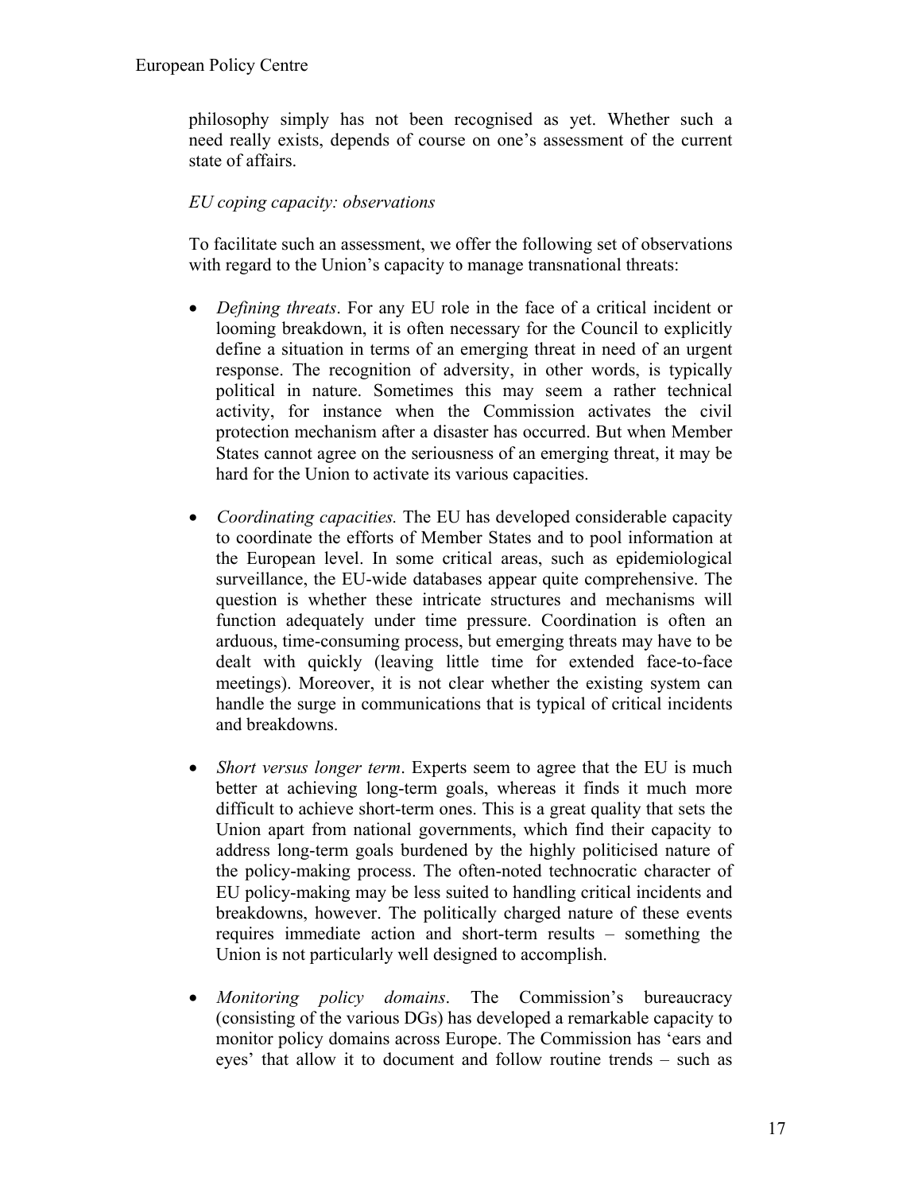philosophy simply has not been recognised as yet. Whether such a need really exists, depends of course on one's assessment of the current state of affairs.

*EU coping capacity: observations*

To facilitate such an assessment, we offer the following set of observations with regard to the Union's capacity to manage transnational threats:

- *Defining threats*. For any EU role in the face of a critical incident or looming breakdown, it is often necessary for the Council to explicitly define a situation in terms of an emerging threat in need of an urgent response. The recognition of adversity, in other words, is typically political in nature. Sometimes this may seem a rather technical activity, for instance when the Commission activates the civil protection mechanism after a disaster has occurred. But when Member States cannot agree on the seriousness of an emerging threat, it may be hard for the Union to activate its various capacities.

- *Coordinating capacities.* The EU has developed considerable capacity to coordinate the efforts of Member States and to pool information at the European level. In some critical areas, such as epidemiological surveillance, the EU-wide databases appear quite comprehensive. The question is whether these intricate structures and mechanisms will function adequately under time pressure. Coordination is often an arduous, time-consuming process, but emerging threats may have to be dealt with quickly (leaving little time for extended face-to-face meetings). Moreover, it is not clear whether the existing system can handle the surge in communications that is typical of critical incidents and breakdowns.

- *Short versus longer term*. Experts seem to agree that the EU is much better at achieving long-term goals, whereas it finds it much more difficult to achieve short-term ones. This is a great quality that sets the Union apart from national governments, which find their capacity to address long-term goals burdened by the highly politicised nature of the policy-making process. The often-noted technocratic character of EU policy-making may be less suited to handling critical incidents and breakdowns, however. The politically charged nature of these events requires immediate action and short-term results – something the Union is not particularly well designed to accomplish.

- *Monitoring policy domains*. The Commission's bureaucracy (consisting of the various DGs) has developed a remarkable capacity to monitor policy domains across Europe. The Commission has 'ears and eyes' that allow it to document and follow routine trends – such as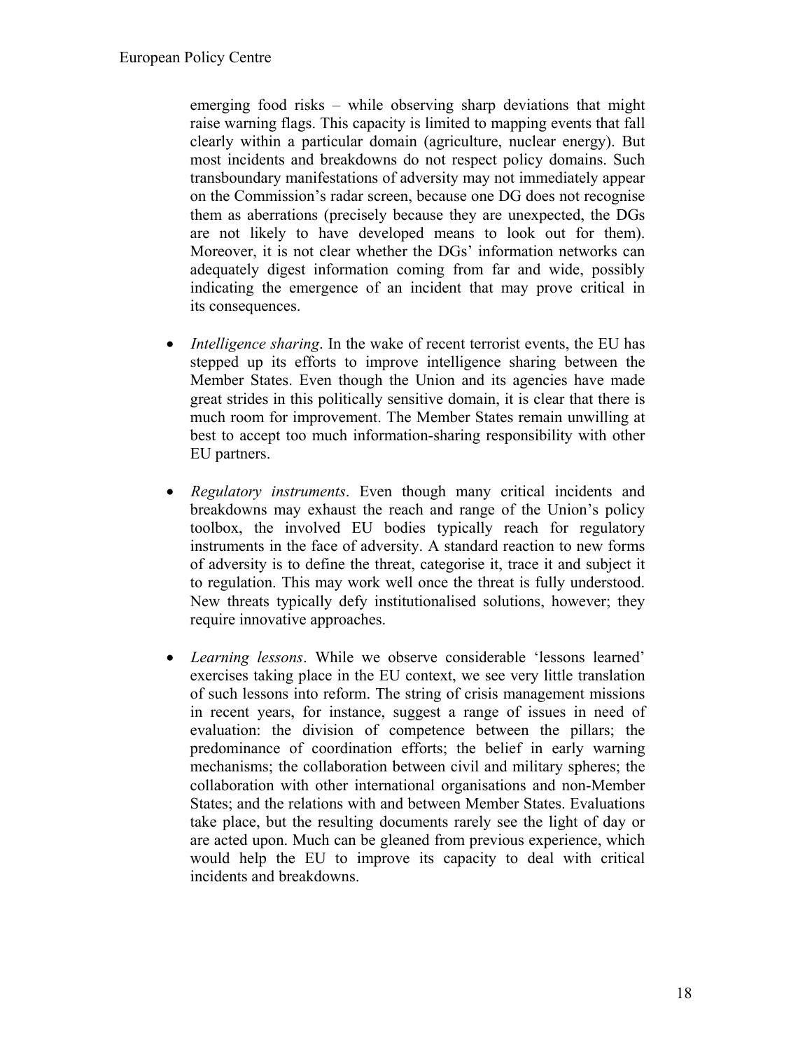emerging food risks – while observing sharp deviations that might raise warning flags. This capacity is limited to mapping events that fall clearly within a particular domain (agriculture, nuclear energy). But most incidents and breakdowns do not respect policy domains. Such transboundary manifestations of adversity may not immediately appear on the Commission's radar screen, because one DG does not recognise them as aberrations (precisely because they are unexpected, the DGs are not likely to have developed means to look out for them). Moreover, it is not clear whether the DGs' information networks can adequately digest information coming from far and wide, possibly indicating the emergence of an incident that may prove critical in its consequences.

- *Intelligence sharing*. In the wake of recent terrorist events, the EU has stepped up its efforts to improve intelligence sharing between the Member States. Even though the Union and its agencies have made great strides in this politically sensitive domain, it is clear that there is much room for improvement. The Member States remain unwilling at best to accept too much information-sharing responsibility with other EU partners.

- *Regulatory instruments*. Even though many critical incidents and breakdowns may exhaust the reach and range of the Union's policy toolbox, the involved EU bodies typically reach for regulatory instruments in the face of adversity. A standard reaction to new forms of adversity is to define the threat, categorise it, trace it and subject it to regulation. This may work well once the threat is fully understood. New threats typically defy institutionalised solutions, however; they require innovative approaches.

- *Learning lessons*. While we observe considerable 'lessons learned' exercises taking place in the EU context, we see very little translation of such lessons into reform. The string of crisis management missions in recent years, for instance, suggest a range of issues in need of evaluation: the division of competence between the pillars; the predominance of coordination efforts; the belief in early warning mechanisms; the collaboration between civil and military spheres; the collaboration with other international organisations and non-Member States; and the relations with and between Member States. Evaluations take place, but the resulting documents rarely see the light of day or are acted upon. Much can be gleaned from previous experience, which would help the EU to improve its capacity to deal with critical incidents and breakdowns.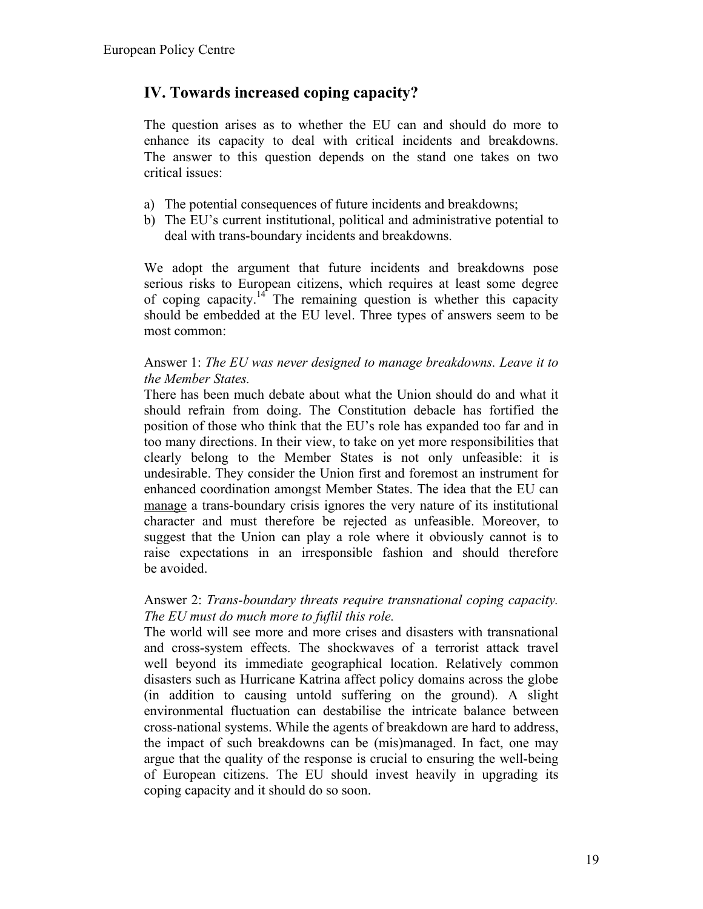## IV. Towards increased coping capacity?

The question arises as to whether the EU can and should do more to enhance its capacity to deal with critical incidents and breakdowns. The answer to this question depends on the stand one takes on two critical issues:

a) The potential consequences of future incidents and breakdowns;
b) The EU's current institutional, political and administrative potential to deal with trans-boundary incidents and breakdowns.

We adopt the argument that future incidents and breakdowns pose serious risks to European citizens, which requires at least some degree of coping capacity.[14] The remaining question is whether this capacity should be embedded at the EU level. Three types of answers seem to be most common:

Answer 1: *The EU was never designed to manage breakdowns. Leave it to the Member States.*
There has been much debate about what the Union should do and what it should refrain from doing. The Constitution debacle has fortified the position of those who think that the EU's role has expanded too far and in too many directions. In their view, to take on yet more responsibilities that clearly belong to the Member States is not only unfeasible: it is undesirable. They consider the Union first and foremost an instrument for enhanced coordination amongst Member States. The idea that the EU can <u>manage</u> a trans-boundary crisis ignores the very nature of its institutional character and must therefore be rejected as unfeasible. Moreover, to suggest that the Union can play a role where it obviously cannot is to raise expectations in an irresponsible fashion and should therefore be avoided.

Answer 2: *Trans-boundary threats require transnational coping capacity. The EU must do much more to fuflil this role.*
The world will see more and more crises and disasters with transnational and cross-system effects. The shockwaves of a terrorist attack travel well beyond its immediate geographical location. Relatively common disasters such as Hurricane Katrina affect policy domains across the globe (in addition to causing untold suffering on the ground). A slight environmental fluctuation can destabilise the intricate balance between cross-national systems. While the agents of breakdown are hard to address, the impact of such breakdowns can be (mis)managed. In fact, one may argue that the quality of the response is crucial to ensuring the well-being of European citizens. The EU should invest heavily in upgrading its coping capacity and it should do so soon.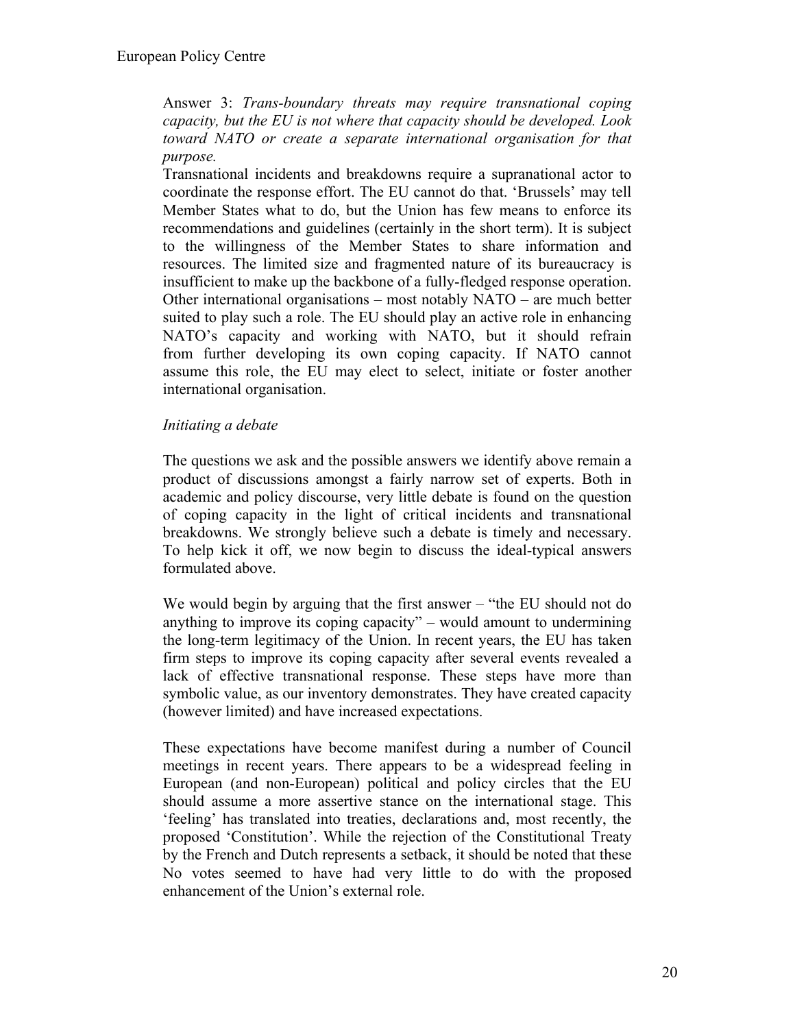Answer 3: *Trans-boundary threats may require transnational coping capacity, but the EU is not where that capacity should be developed. Look toward NATO or create a separate international organisation for that purpose.*

Transnational incidents and breakdowns require a supranational actor to coordinate the response effort. The EU cannot do that. 'Brussels' may tell Member States what to do, but the Union has few means to enforce its recommendations and guidelines (certainly in the short term). It is subject to the willingness of the Member States to share information and resources. The limited size and fragmented nature of its bureaucracy is insufficient to make up the backbone of a fully-fledged response operation. Other international organisations – most notably NATO – are much better suited to play such a role. The EU should play an active role in enhancing NATO's capacity and working with NATO, but it should refrain from further developing its own coping capacity. If NATO cannot assume this role, the EU may elect to select, initiate or foster another international organisation.

*Initiating a debate*

The questions we ask and the possible answers we identify above remain a product of discussions amongst a fairly narrow set of experts. Both in academic and policy discourse, very little debate is found on the question of coping capacity in the light of critical incidents and transnational breakdowns. We strongly believe such a debate is timely and necessary. To help kick it off, we now begin to discuss the ideal-typical answers formulated above.

We would begin by arguing that the first answer – "the EU should not do anything to improve its coping capacity" – would amount to undermining the long-term legitimacy of the Union. In recent years, the EU has taken firm steps to improve its coping capacity after several events revealed a lack of effective transnational response. These steps have more than symbolic value, as our inventory demonstrates. They have created capacity (however limited) and have increased expectations.

These expectations have become manifest during a number of Council meetings in recent years. There appears to be a widespread feeling in European (and non-European) political and policy circles that the EU should assume a more assertive stance on the international stage. This 'feeling' has translated into treaties, declarations and, most recently, the proposed 'Constitution'. While the rejection of the Constitutional Treaty by the French and Dutch represents a setback, it should be noted that these No votes seemed to have had very little to do with the proposed enhancement of the Union's external role.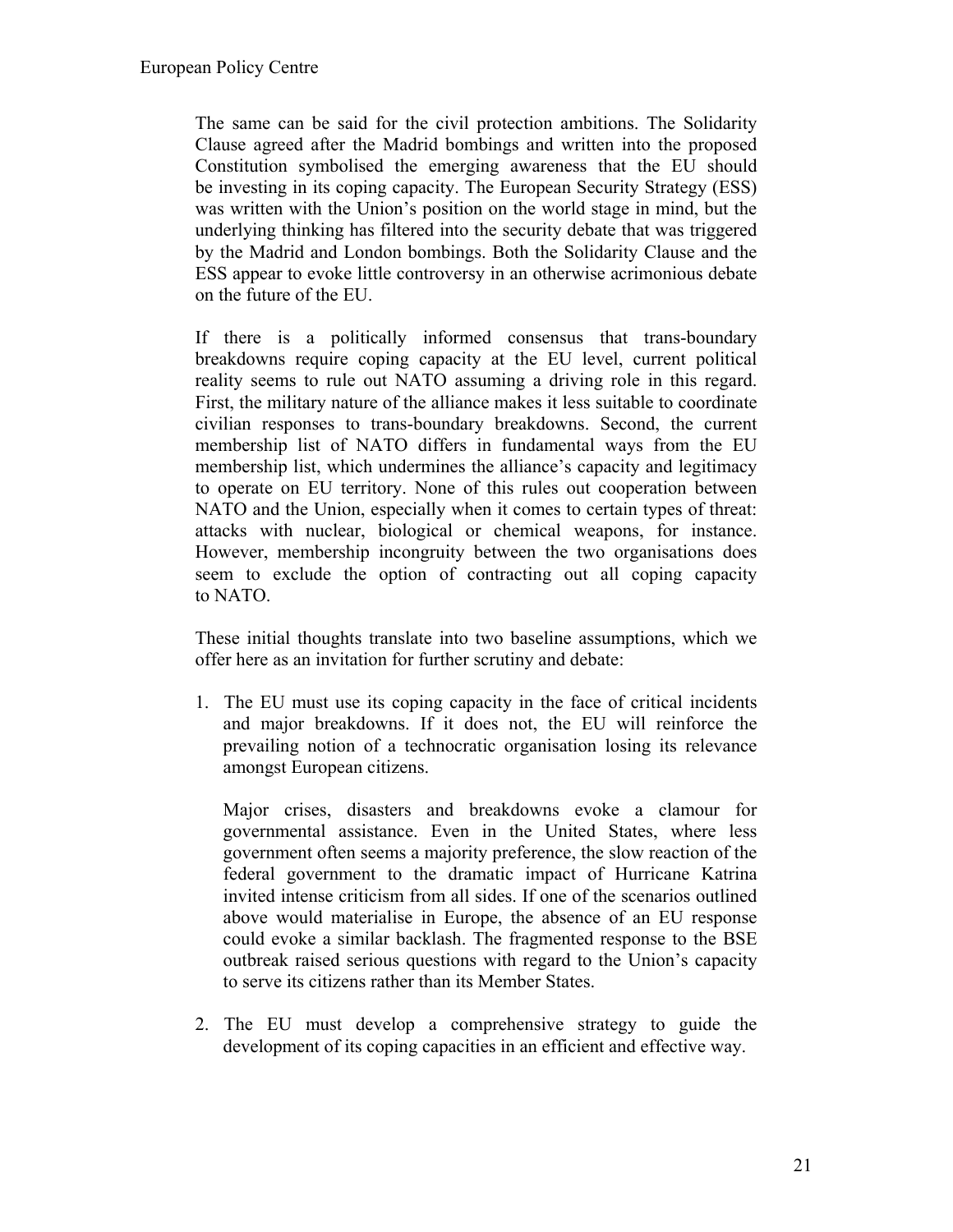The same can be said for the civil protection ambitions. The Solidarity Clause agreed after the Madrid bombings and written into the proposed Constitution symbolised the emerging awareness that the EU should be investing in its coping capacity. The European Security Strategy (ESS) was written with the Union's position on the world stage in mind, but the underlying thinking has filtered into the security debate that was triggered by the Madrid and London bombings. Both the Solidarity Clause and the ESS appear to evoke little controversy in an otherwise acrimonious debate on the future of the EU.

If there is a politically informed consensus that trans-boundary breakdowns require coping capacity at the EU level, current political reality seems to rule out NATO assuming a driving role in this regard. First, the military nature of the alliance makes it less suitable to coordinate civilian responses to trans-boundary breakdowns. Second, the current membership list of NATO differs in fundamental ways from the EU membership list, which undermines the alliance's capacity and legitimacy to operate on EU territory. None of this rules out cooperation between NATO and the Union, especially when it comes to certain types of threat: attacks with nuclear, biological or chemical weapons, for instance. However, membership incongruity between the two organisations does seem to exclude the option of contracting out all coping capacity to NATO.

These initial thoughts translate into two baseline assumptions, which we offer here as an invitation for further scrutiny and debate:

1. The EU must use its coping capacity in the face of critical incidents and major breakdowns. If it does not, the EU will reinforce the prevailing notion of a technocratic organisation losing its relevance amongst European citizens.

   Major crises, disasters and breakdowns evoke a clamour for governmental assistance. Even in the United States, where less government often seems a majority preference, the slow reaction of the federal government to the dramatic impact of Hurricane Katrina invited intense criticism from all sides. If one of the scenarios outlined above would materialise in Europe, the absence of an EU response could evoke a similar backlash. The fragmented response to the BSE outbreak raised serious questions with regard to the Union's capacity to serve its citizens rather than its Member States.

2. The EU must develop a comprehensive strategy to guide the development of its coping capacities in an efficient and effective way.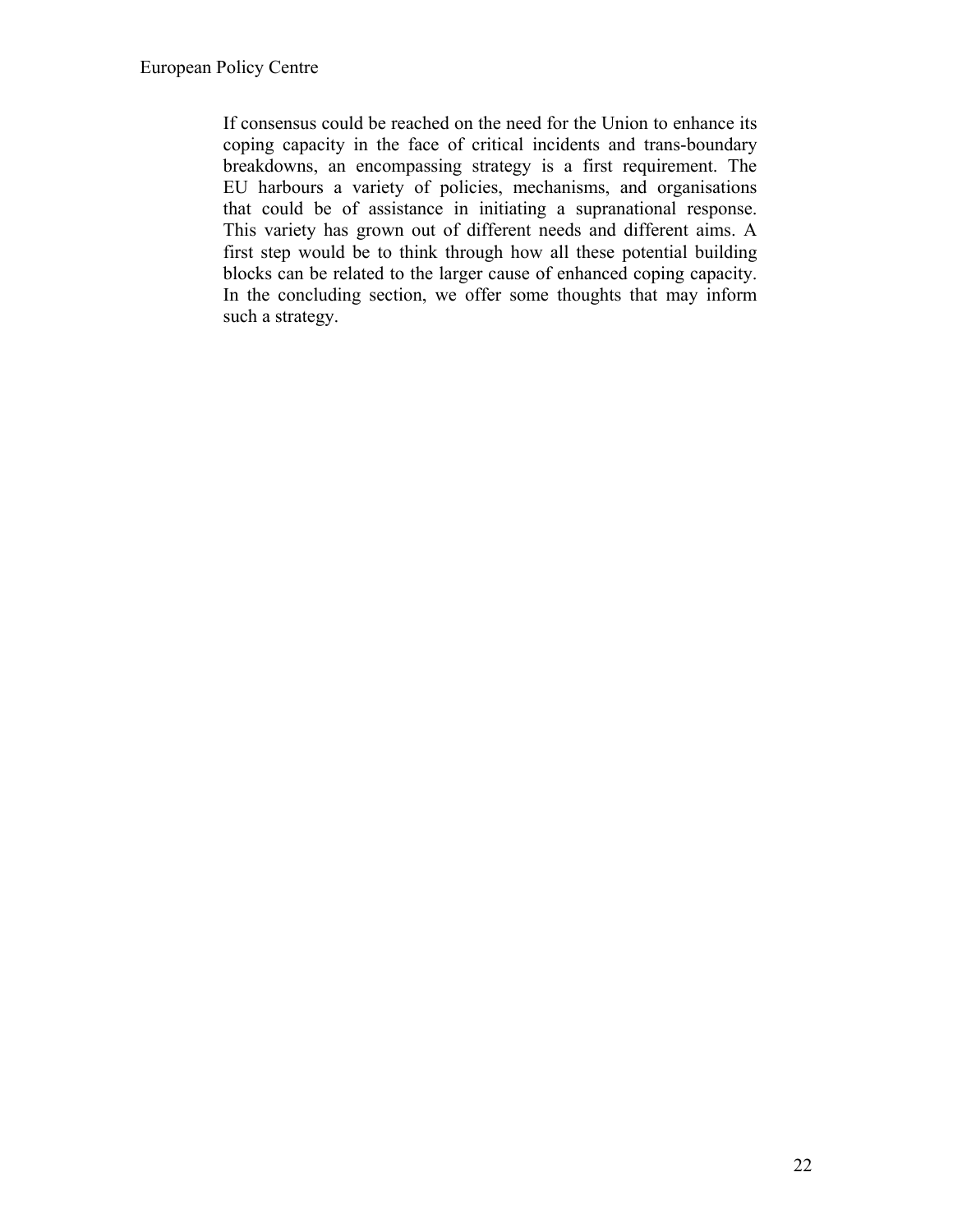If consensus could be reached on the need for the Union to enhance its coping capacity in the face of critical incidents and trans-boundary breakdowns, an encompassing strategy is a first requirement. The EU harbours a variety of policies, mechanisms, and organisations that could be of assistance in initiating a supranational response. This variety has grown out of different needs and different aims. A first step would be to think through how all these potential building blocks can be related to the larger cause of enhanced coping capacity. In the concluding section, we offer some thoughts that may inform such a strategy.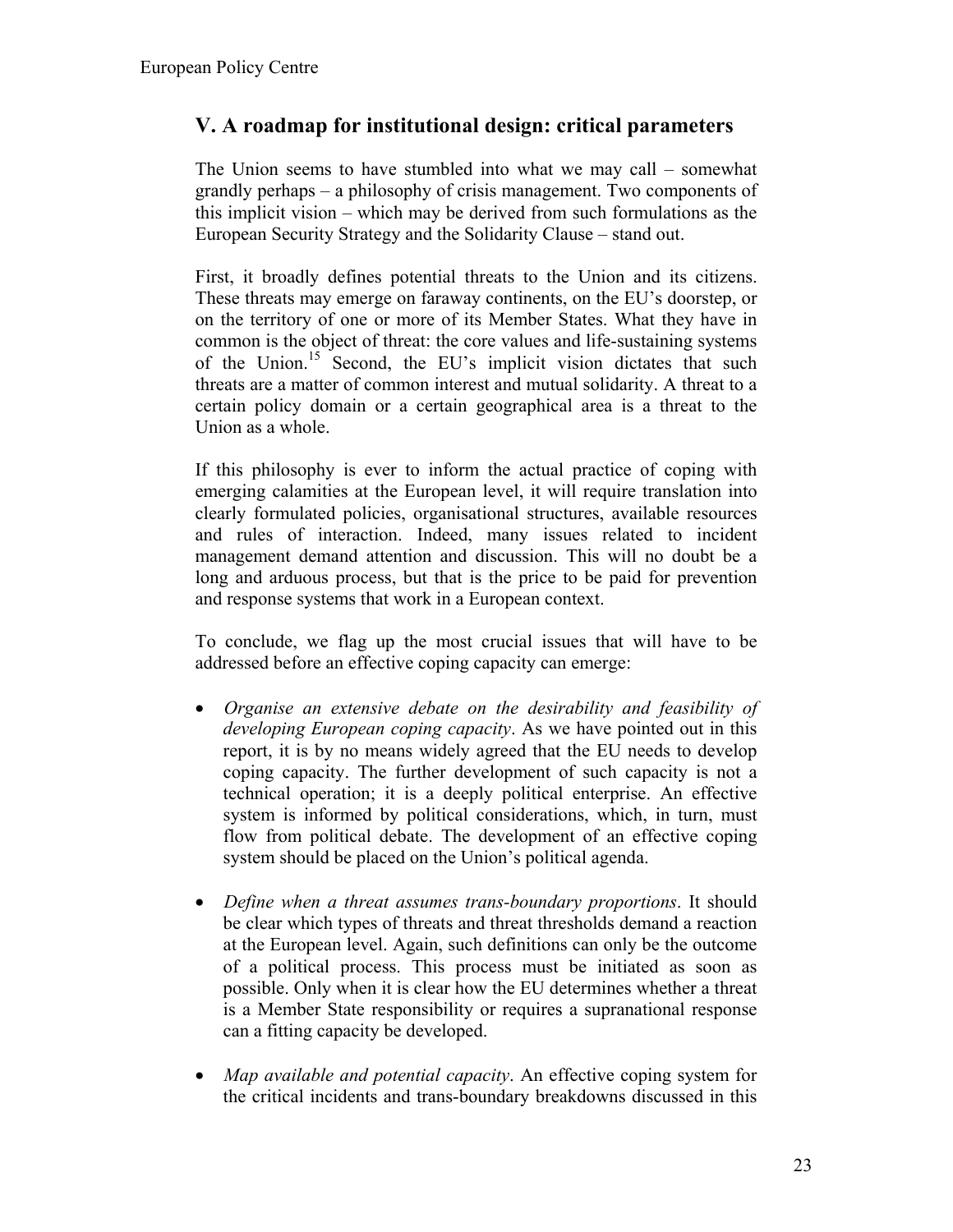## V. A roadmap for institutional design: critical parameters

The Union seems to have stumbled into what we may call – somewhat grandly perhaps – a philosophy of crisis management. Two components of this implicit vision – which may be derived from such formulations as the European Security Strategy and the Solidarity Clause – stand out.

First, it broadly defines potential threats to the Union and its citizens. These threats may emerge on faraway continents, on the EU's doorstep, or on the territory of one or more of its Member States. What they have in common is the object of threat: the core values and life-sustaining systems of the Union.[15] Second, the EU's implicit vision dictates that such threats are a matter of common interest and mutual solidarity. A threat to a certain policy domain or a certain geographical area is a threat to the Union as a whole.

If this philosophy is ever to inform the actual practice of coping with emerging calamities at the European level, it will require translation into clearly formulated policies, organisational structures, available resources and rules of interaction. Indeed, many issues related to incident management demand attention and discussion. This will no doubt be a long and arduous process, but that is the price to be paid for prevention and response systems that work in a European context.

To conclude, we flag up the most crucial issues that will have to be addressed before an effective coping capacity can emerge:

- *Organise an extensive debate on the desirability and feasibility of developing European coping capacity*. As we have pointed out in this report, it is by no means widely agreed that the EU needs to develop coping capacity. The further development of such capacity is not a technical operation; it is a deeply political enterprise. An effective system is informed by political considerations, which, in turn, must flow from political debate. The development of an effective coping system should be placed on the Union's political agenda.

- *Define when a threat assumes trans-boundary proportions*. It should be clear which types of threats and threat thresholds demand a reaction at the European level. Again, such definitions can only be the outcome of a political process. This process must be initiated as soon as possible. Only when it is clear how the EU determines whether a threat is a Member State responsibility or requires a supranational response can a fitting capacity be developed.

- *Map available and potential capacity*. An effective coping system for the critical incidents and trans-boundary breakdowns discussed in this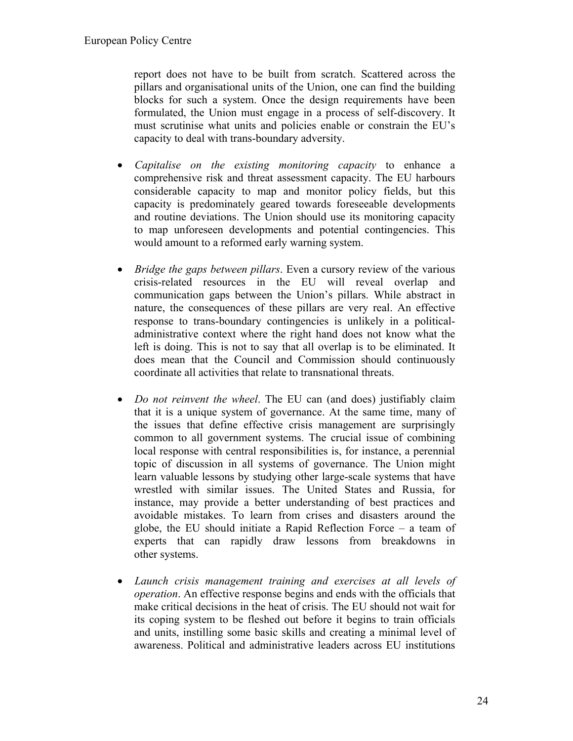report does not have to be built from scratch. Scattered across the pillars and organisational units of the Union, one can find the building blocks for such a system. Once the design requirements have been formulated, the Union must engage in a process of self-discovery. It must scrutinise what units and policies enable or constrain the EU's capacity to deal with trans-boundary adversity.

- *Capitalise on the existing monitoring capacity* to enhance a comprehensive risk and threat assessment capacity. The EU harbours considerable capacity to map and monitor policy fields, but this capacity is predominately geared towards foreseeable developments and routine deviations. The Union should use its monitoring capacity to map unforeseen developments and potential contingencies. This would amount to a reformed early warning system.

- *Bridge the gaps between pillars*. Even a cursory review of the various crisis-related resources in the EU will reveal overlap and communication gaps between the Union's pillars. While abstract in nature, the consequences of these pillars are very real. An effective response to trans-boundary contingencies is unlikely in a political-administrative context where the right hand does not know what the left is doing. This is not to say that all overlap is to be eliminated. It does mean that the Council and Commission should continuously coordinate all activities that relate to transnational threats.

- *Do not reinvent the wheel*. The EU can (and does) justifiably claim that it is a unique system of governance. At the same time, many of the issues that define effective crisis management are surprisingly common to all government systems. The crucial issue of combining local response with central responsibilities is, for instance, a perennial topic of discussion in all systems of governance. The Union might learn valuable lessons by studying other large-scale systems that have wrestled with similar issues. The United States and Russia, for instance, may provide a better understanding of best practices and avoidable mistakes. To learn from crises and disasters around the globe, the EU should initiate a Rapid Reflection Force – a team of experts that can rapidly draw lessons from breakdowns in other systems.

- *Launch crisis management training and exercises at all levels of operation*. An effective response begins and ends with the officials that make critical decisions in the heat of crisis. The EU should not wait for its coping system to be fleshed out before it begins to train officials and units, instilling some basic skills and creating a minimal level of awareness. Political and administrative leaders across EU institutions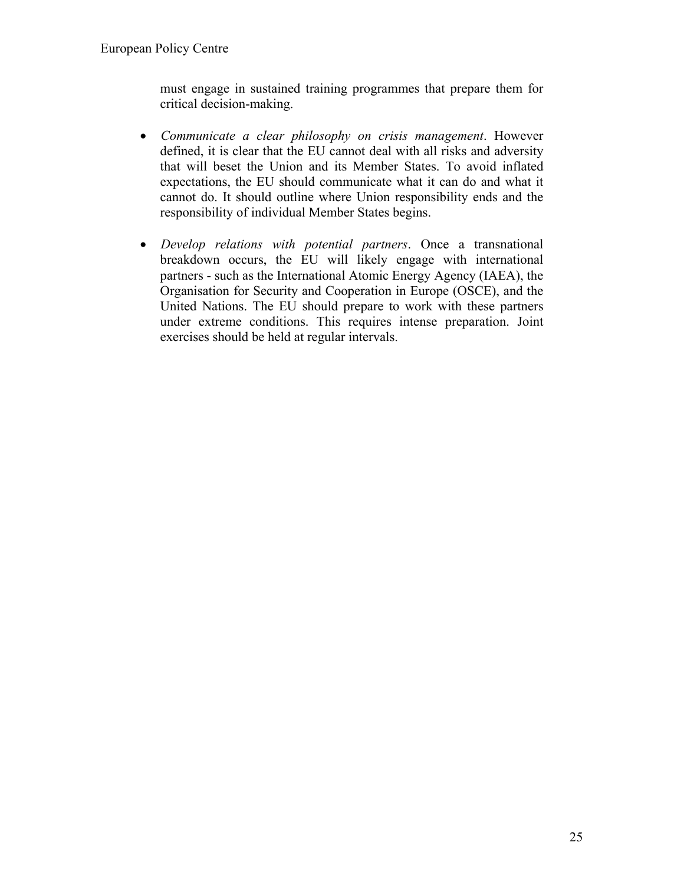must engage in sustained training programmes that prepare them for critical decision-making.

- *Communicate a clear philosophy on crisis management*. However defined, it is clear that the EU cannot deal with all risks and adversity that will beset the Union and its Member States. To avoid inflated expectations, the EU should communicate what it can do and what it cannot do. It should outline where Union responsibility ends and the responsibility of individual Member States begins.

- *Develop relations with potential partners*. Once a transnational breakdown occurs, the EU will likely engage with international partners - such as the International Atomic Energy Agency (IAEA), the Organisation for Security and Cooperation in Europe (OSCE), and the United Nations. The EU should prepare to work with these partners under extreme conditions. This requires intense preparation. Joint exercises should be held at regular intervals.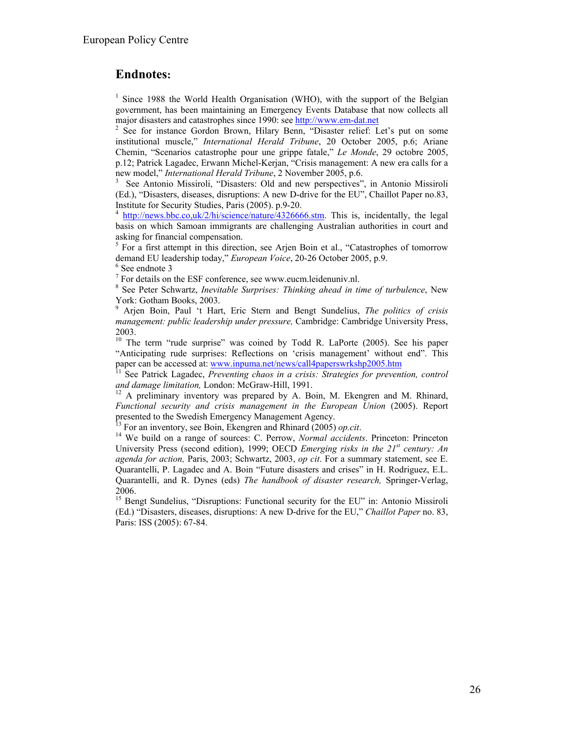## Endnotes:

[1] Since 1988 the World Health Organisation (WHO), with the support of the Belgian government, has been maintaining an Emergency Events Database that now collects all major disasters and catastrophes since 1990: see http://www.em-dat.net

[2] See for instance Gordon Brown, Hilary Benn, "Disaster relief: Let's put on some institutional muscle," *International Herald Tribune*, 20 October 2005, p.6; Ariane Chemin, "Scenarios catastrophe pour une grippe fatale," *Le Monde*, 29 octobre 2005, p.12; Patrick Lagadec, Erwann Michel-Kerjan, "Crisis management: A new era calls for a new model," *International Herald Tribune*, 2 November 2005, p.6.

[3] See Antonio Missiroli, "Disasters: Old and new perspectives", in Antonio Missiroli (Ed.), "Disasters, diseases, disruptions: A new D-drive for the EU", Chaillot Paper no.83, Institute for Security Studies, Paris (2005). p.9-20.

[4] http://news.bbc.co,uk/2/hi/science/nature/4326666.stm. This is, incidentally, the legal basis on which Samoan immigrants are challenging Australian authorities in court and asking for financial compensation.

[5] For a first attempt in this direction, see Arjen Boin et al., "Catastrophes of tomorrow demand EU leadership today," *European Voice*, 20-26 October 2005, p.9.

[6] See endnote 3

[7] For details on the ESF conference, see www.eucm.leidenuniv.nl.

[8] See Peter Schwartz, *Inevitable Surprises: Thinking ahead in time of turbulence*, New York: Gotham Books, 2003.

[9] Arjen Boin, Paul 't Hart, Eric Stern and Bengt Sundelius, *The politics of crisis management: public leadership under pressure,* Cambridge: Cambridge University Press, 2003.

[10] The term "rude surprise" was coined by Todd R. LaPorte (2005). See his paper "Anticipating rude surprises: Reflections on 'crisis management' without end". This paper can be accessed at: www.inpuma.net/news/call4paperswrkshp2005.htm

[11] See Patrick Lagadec, *Preventing chaos in a crisis: Strategies for prevention, control and damage limitation,* London: McGraw-Hill, 1991.

[12] A preliminary inventory was prepared by A. Boin, M. Ekengren and M. Rhinard, *Functional security and crisis management in the European Union* (2005). Report presented to the Swedish Emergency Management Agency.

[13] For an inventory, see Boin, Ekengren and Rhinard (2005) *op.cit*.

[14] We build on a range of sources: C. Perrow, *Normal accidents*. Princeton: Princeton University Press (second edition), 1999; OECD *Emerging risks in the 21st century: An agenda for action,* Paris, 2003; Schwartz, 2003, *op cit*. For a summary statement, see E. Quarantelli, P. Lagadec and A. Boin "Future disasters and crises" in H. Rodriguez, E.L. Quarantelli, and R. Dynes (eds) *The handbook of disaster research,* Springer-Verlag, 2006.

[15] Bengt Sundelius, "Disruptions: Functional security for the EU" in: Antonio Missiroli (Ed.) "Disasters, diseases, disruptions: A new D-drive for the EU," *Chaillot Paper* no. 83, Paris: ISS (2005): 67-84.